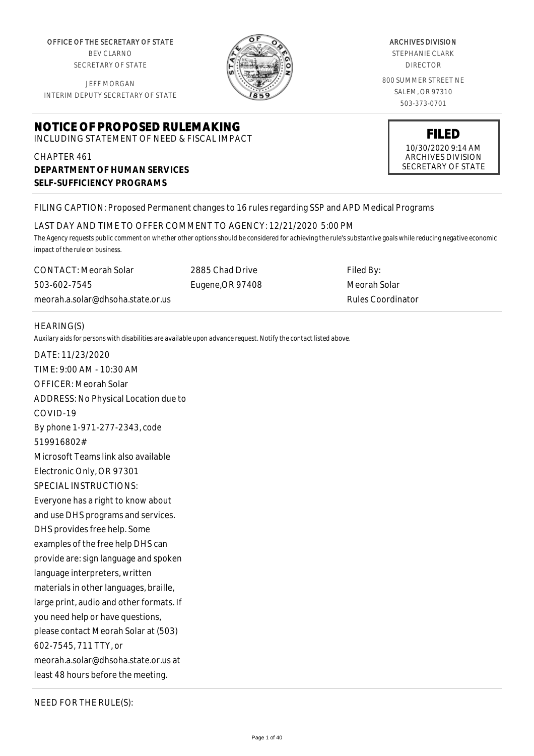OFFICE OF THE SECRETARY STATE
BEV CLARNO
SECRETARY OF STATE

JEFF MORGAN
INTERIM DEPUTY SECRETARY OF STATE

ARCHIVES DIVISION
STEPHANIE CLARK
DIRECTOR

800 SUMMER STREET NE
SALEM, OR 97310
503-373-0701

**FILED**
10/30/2020 9:14 AM
ARCHIVES DIVISION
SECRETARY OF STATE

# NOTICE OF PROPOSED RULEMAKING

INCLUDING STATEMENT OF NEED & FISCAL IMPACT

CHAPTER 461
**DEPARTMENT OF HUMAN SERVICES**
**SELF-SUFFICIENCY PROGRAMS**

FILING CAPTION: Proposed Permanent changes to 16 rules regarding SSP and APD Medical Programs

LAST DAY AND TIME TO OFFER COMMENT TO AGENCY: 12/21/2020 5:00 PM

*The Agency requests public comment on whether other options should be considered for achieving the rule's substantive goals while reducing negative economic impact of the rule on business.*

| CONTACT: Meorah Solar | 2885 Chad Drive | Filed By: |
|---|---|---|
| 503-602-7545 | Eugene,OR 97408 | Meorah Solar |
| meorah.a.solar@dhsoha.state.or.us | | Rules Coordinator |

HEARING(S)

*Auxilary aids for persons with disabilities are available upon advance request. Notify the contact listed above.*

DATE: 11/23/2020
TIME: 9:00 AM - 10:30 AM
OFFICER: Meorah Solar
ADDRESS: No Physical Location due to COVID-19
By phone 1-971-277-2343, code 519916802#
Microsoft Teams link also available
Electronic Only, OR 97301
SPECIAL INSTRUCTIONS:
Everyone has a right to know about and use DHS programs and services. DHS provides free help. Some examples of the free help DHS can provide are: sign language and spoken language interpreters, written materials in other languages, braille, large print, audio and other formats. If you need help or have questions, please contact Meorah Solar at (503) 602-7545, 711 TTY, or meorah.a.solar@dhsoha.state.or.us at least 48 hours before the meeting.

NEED FOR THE RULE(S):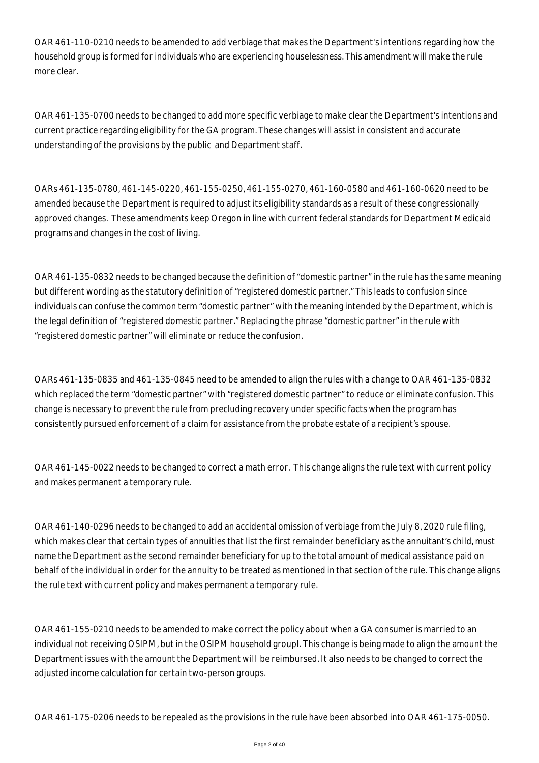OAR 461-110-0210 needs to be amended to add verbiage that makes the Department's intentions regarding how the household group is formed for individuals who are experiencing houselessness. This amendment will make the rule more clear.

OAR 461-135-0700 needs to be changed to add more specific verbiage to make clear the Department's intentions and current practice regarding eligibility for the GA program. These changes will assist in consistent and accurate understanding of the provisions by the public and Department staff.

OARs 461-135-0780, 461-145-0220, 461-155-0250, 461-155-0270, 461-160-0580 and 461-160-0620 need to be amended because the Department is required to adjust its eligibility standards as a result of these congressionally approved changes. These amendments keep Oregon in line with current federal standards for Department Medicaid programs and changes in the cost of living.

OAR 461-135-0832 needs to be changed because the definition of "domestic partner" in the rule has the same meaning but different wording as the statutory definition of "registered domestic partner." This leads to confusion since individuals can confuse the common term "domestic partner" with the meaning intended by the Department, which is the legal definition of "registered domestic partner." Replacing the phrase "domestic partner" in the rule with "registered domestic partner" will eliminate or reduce the confusion.

OARs 461-135-0835 and 461-135-0845 need to be amended to align the rules with a change to OAR 461-135-0832 which replaced the term "domestic partner" with "registered domestic partner" to reduce or eliminate confusion. This change is necessary to prevent the rule from precluding recovery under specific facts when the program has consistently pursued enforcement of a claim for assistance from the probate estate of a recipient's spouse.

OAR 461-145-0022 needs to be changed to correct a math error. This change aligns the rule text with current policy and makes permanent a temporary rule.

OAR 461-140-0296 needs to be changed to add an accidental omission of verbiage from the July 8, 2020 rule filing, which makes clear that certain types of annuities that list the first remainder beneficiary as the annuitant's child, must name the Department as the second remainder beneficiary for up to the total amount of medical assistance paid on behalf of the individual in order for the annuity to be treated as mentioned in that section of the rule. This change aligns the rule text with current policy and makes permanent a temporary rule.

OAR 461-155-0210 needs to be amended to make correct the policy about when a GA consumer is married to an individual not receiving OSIPM, but in the OSIPM household groupl. This change is being made to align the amount the Department issues with the amount the Department will be reimbursed. It also needs to be changed to correct the adjusted income calculation for certain two-person groups.

OAR 461-175-0206 needs to be repealed as the provisions in the rule have been absorbed into OAR 461-175-0050.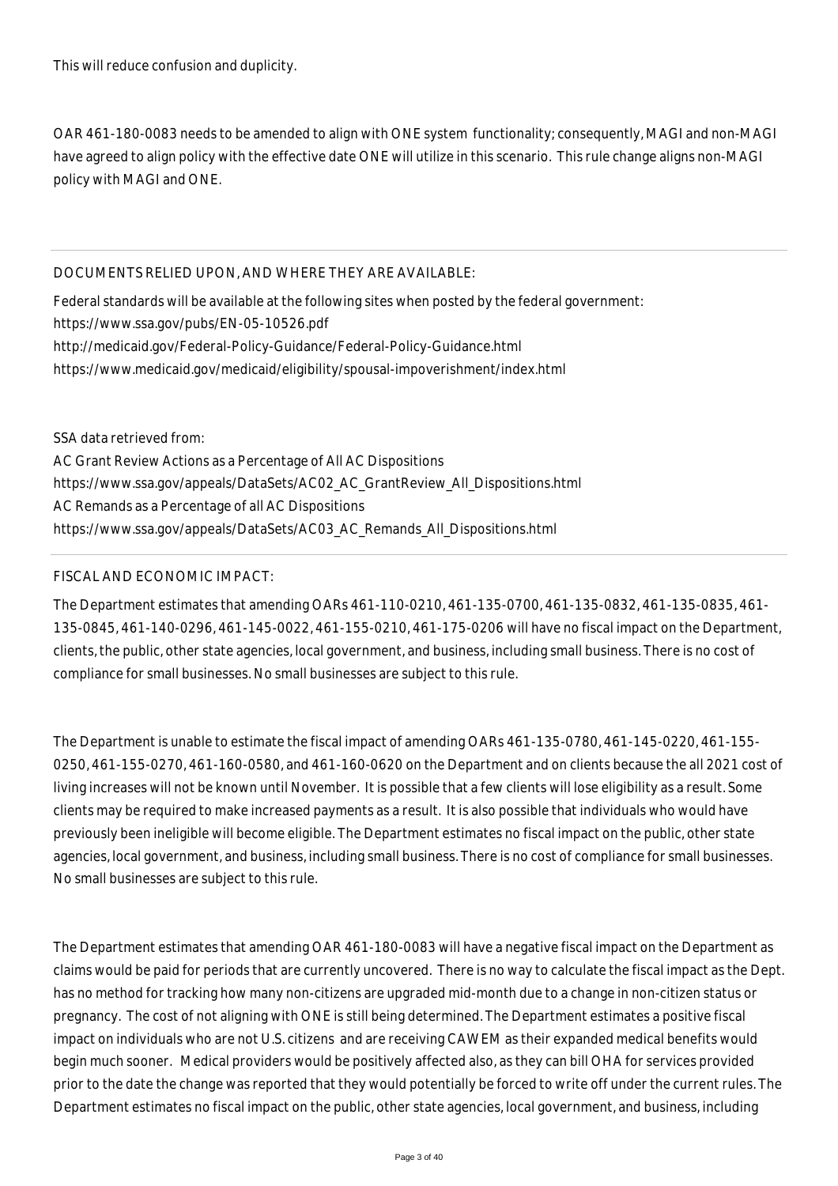This will reduce confusion and duplicity.

OAR 461-180-0083 needs to be amended to align with ONE system functionality; consequently, MAGI and non-MAGI have agreed to align policy with the effective date ONE will utilize in this scenario. This rule change aligns non-MAGI policy with MAGI and ONE.

## DOCUMENTS RELIED UPON, AND WHERE THEY ARE AVAILABLE:

Federal standards will be available at the following sites when posted by the federal government:
https://www.ssa.gov/pubs/EN-05-10526.pdf
http://medicaid.gov/Federal-Policy-Guidance/Federal-Policy-Guidance.html
https://www.medicaid.gov/medicaid/eligibility/spousal-impoverishment/index.html

SSA data retrieved from:
AC Grant Review Actions as a Percentage of All AC Dispositions
https://www.ssa.gov/appeals/DataSets/AC02_AC_GrantReview_All_Dispositions.html
AC Remands as a Percentage of all AC Dispositions
https://www.ssa.gov/appeals/DataSets/AC03_AC_Remands_All_Dispositions.html

## FISCAL AND ECONOMIC IMPACT:

The Department estimates that amending OARs 461-110-0210, 461-135-0700, 461-135-0832, 461-135-0835, 461-135-0845, 461-140-0296, 461-145-0022, 461-155-0210, 461-175-0206 will have no fiscal impact on the Department, clients, the public, other state agencies, local government, and business, including small business. There is no cost of compliance for small businesses. No small businesses are subject to this rule.

The Department is unable to estimate the fiscal impact of amending OARs 461-135-0780, 461-145-0220, 461-155-0250, 461-155-0270, 461-160-0580, and 461-160-0620 on the Department and on clients because the all 2021 cost of living increases will not be known until November. It is possible that a few clients will lose eligibility as a result. Some clients may be required to make increased payments as a result. It is also possible that individuals who would have previously been ineligible will become eligible. The Department estimates no fiscal impact on the public, other state agencies, local government, and business, including small business. There is no cost of compliance for small businesses. No small businesses are subject to this rule.

The Department estimates that amending OAR 461-180-0083 will have a negative fiscal impact on the Department as claims would be paid for periods that are currently uncovered. There is no way to calculate the fiscal impact as the Dept. has no method for tracking how many non-citizens are upgraded mid-month due to a change in non-citizen status or pregnancy. The cost of not aligning with ONE is still being determined. The Department estimates a positive fiscal impact on individuals who are not U.S. citizens and are receiving CAWEM as their expanded medical benefits would begin much sooner. Medical providers would be positively affected also, as they can bill OHA for services provided prior to the date the change was reported that they would potentially be forced to write off under the current rules. The Department estimates no fiscal impact on the public, other state agencies, local government, and business, including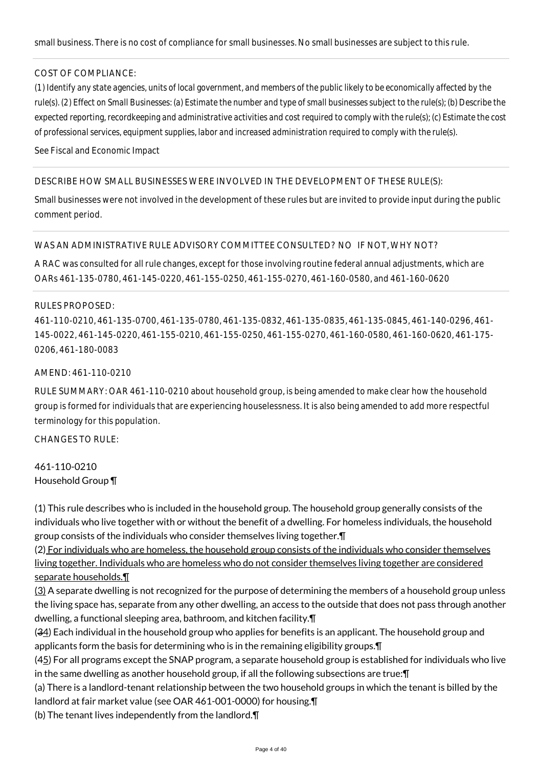small business. There is no cost of compliance for small businesses. No small businesses are subject to this rule.

COST OF COMPLIANCE:

*(1) Identify any state agencies, units of local government, and members of the public likely to be economically affected by the rule(s). (2) Effect on Small Businesses: (a) Estimate the number and type of small businesses subject to the rule(s); (b) Describe the expected reporting, recordkeeping and administrative activities and cost required to comply with the rule(s); (c) Estimate the cost of professional services, equipment supplies, labor and increased administration required to comply with the rule(s).*

See Fiscal and Economic Impact

DESCRIBE HOW SMALL BUSINESSES WERE INVOLVED IN THE DEVELOPMENT OF THESE RULE(S):

Small businesses were not involved in the development of these rules but are invited to provide input during the public comment period.

WAS AN ADMINISTRATIVE RULE ADVISORY COMMITTEE CONSULTED? NO IF NOT, WHY NOT?

A RAC was consulted for all rule changes, except for those involving routine federal annual adjustments, which are OARs 461-135-0780, 461-145-0220, 461-155-0250, 461-155-0270, 461-160-0580, and 461-160-0620

RULES PROPOSED:

461-110-0210, 461-135-0700, 461-135-0780, 461-135-0832, 461-135-0835, 461-135-0845, 461-140-0296, 461-145-0022, 461-145-0220, 461-155-0210, 461-155-0250, 461-155-0270, 461-160-0580, 461-160-0620, 461-175-0206, 461-180-0083

AMEND: 461-110-0210

RULE SUMMARY: OAR 461-110-0210 about household group, is being amended to make clear how the household group is formed for individuals that are experiencing houselessness. It is also being amended to add more respectful terminology for this population.

CHANGES TO RULE:

461-110-0210
Household Group ¶

(1) This rule describes who is included in the household group. The household group generally consists of the individuals who live together with or without the benefit of a dwelling. For homeless individuals, the household group consists of the individuals who consider themselves living together.¶

(2) For individuals who are homeless, the household group consists of the individuals who consider themselves living together. Individuals who are homeless who do not consider themselves living together are considered separate households.¶

(3) A separate dwelling is not recognized for the purpose of determining the members of a household group unless the living space has, separate from any other dwelling, an access to the outside that does not pass through another dwelling, a functional sleeping area, bathroom, and kitchen facility.¶

(34) Each individual in the household group who applies for benefits is an applicant. The household group and applicants form the basis for determining who is in the remaining eligibility groups.¶

(45) For all programs except the SNAP program, a separate household group is established for individuals who live in the same dwelling as another household group, if all the following subsections are true:¶

(a) There is a landlord-tenant relationship between the two household groups in which the tenant is billed by the landlord at fair market value (see OAR 461-001-0000) for housing.¶

(b) The tenant lives independently from the landlord.¶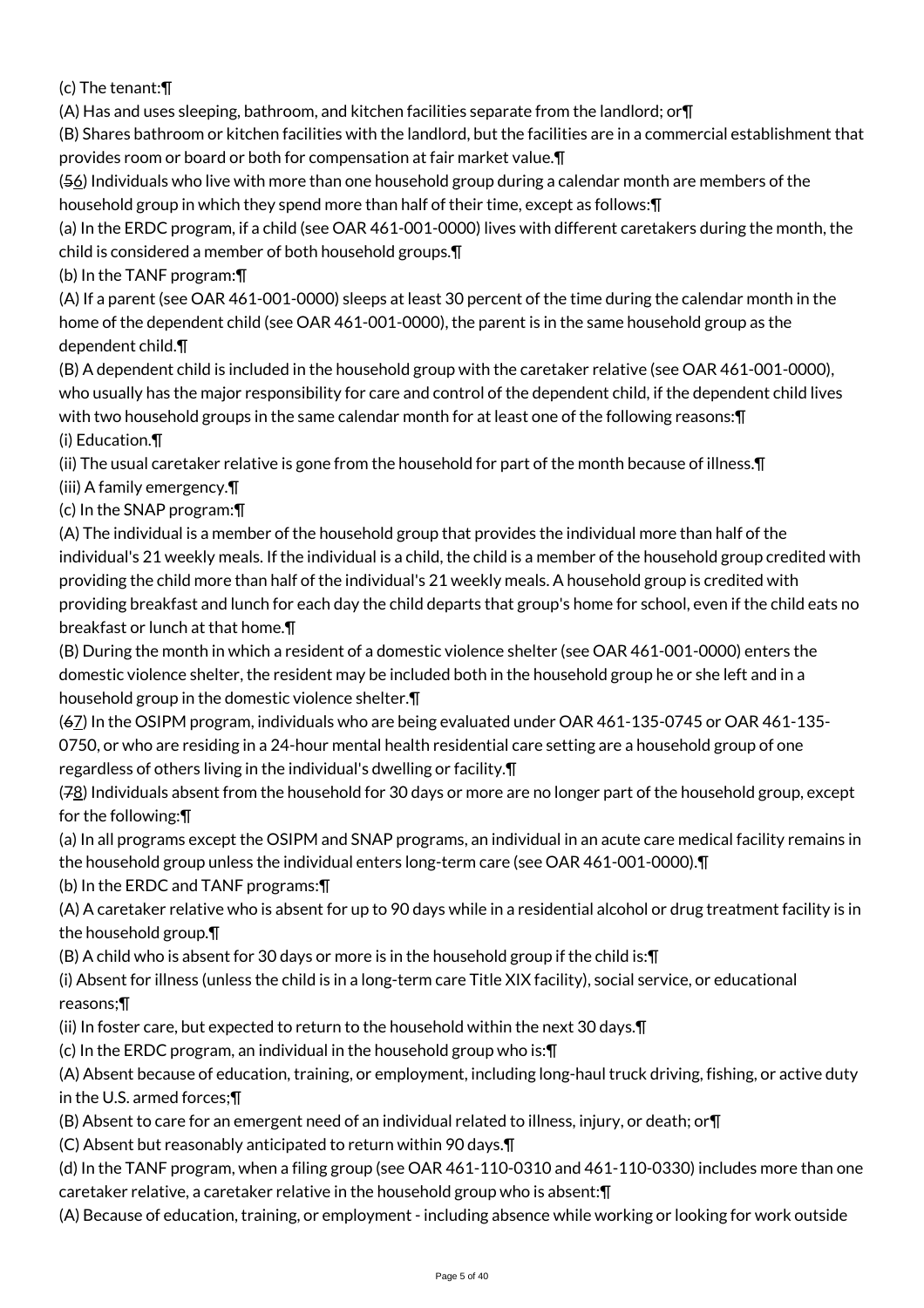(c) The tenant:¶

(A) Has and uses sleeping, bathroom, and kitchen facilities separate from the landlord; or¶

(B) Shares bathroom or kitchen facilities with the landlord, but the facilities are in a commercial establishment that provides room or board or both for compensation at fair market value.¶

(56) Individuals who live with more than one household group during a calendar month are members of the household group in which they spend more than half of their time, except as follows:¶

(a) In the ERDC program, if a child (see OAR 461-001-0000) lives with different caretakers during the month, the child is considered a member of both household groups.¶

(b) In the TANF program:¶

(A) If a parent (see OAR 461-001-0000) sleeps at least 30 percent of the time during the calendar month in the home of the dependent child (see OAR 461-001-0000), the parent is in the same household group as the dependent child.¶

(B) A dependent child is included in the household group with the caretaker relative (see OAR 461-001-0000), who usually has the major responsibility for care and control of the dependent child, if the dependent child lives with two household groups in the same calendar month for at least one of the following reasons:¶

(i) Education.¶

(ii) The usual caretaker relative is gone from the household for part of the month because of illness.¶

(iii) A family emergency.¶

(c) In the SNAP program:¶

(A) The individual is a member of the household group that provides the individual more than half of the individual's 21 weekly meals. If the individual is a child, the child is a member of the household group credited with providing the child more than half of the individual's 21 weekly meals. A household group is credited with providing breakfast and lunch for each day the child departs that group's home for school, even if the child eats no breakfast or lunch at that home.¶

(B) During the month in which a resident of a domestic violence shelter (see OAR 461-001-0000) enters the domestic violence shelter, the resident may be included both in the household group he or she left and in a household group in the domestic violence shelter.¶

(67) In the OSIPM program, individuals who are being evaluated under OAR 461-135-0745 or OAR 461-135-0750, or who are residing in a 24-hour mental health residential care setting are a household group of one regardless of others living in the individual's dwelling or facility.¶

(78) Individuals absent from the household for 30 days or more are no longer part of the household group, except for the following:¶

(a) In all programs except the OSIPM and SNAP programs, an individual in an acute care medical facility remains in the household group unless the individual enters long-term care (see OAR 461-001-0000).¶

(b) In the ERDC and TANF programs:¶

(A) A caretaker relative who is absent for up to 90 days while in a residential alcohol or drug treatment facility is in the household group.¶

(B) A child who is absent for 30 days or more is in the household group if the child is:¶

(i) Absent for illness (unless the child is in a long-term care Title XIX facility), social service, or educational reasons;¶

(ii) In foster care, but expected to return to the household within the next 30 days.¶

(c) In the ERDC program, an individual in the household group who is:¶

(A) Absent because of education, training, or employment, including long-haul truck driving, fishing, or active duty in the U.S. armed forces;¶

(B) Absent to care for an emergent need of an individual related to illness, injury, or death; or¶

(C) Absent but reasonably anticipated to return within 90 days.¶

(d) In the TANF program, when a filing group (see OAR 461-110-0310 and 461-110-0330) includes more than one caretaker relative, a caretaker relative in the household group who is absent:¶

(A) Because of education, training, or employment - including absence while working or looking for work outside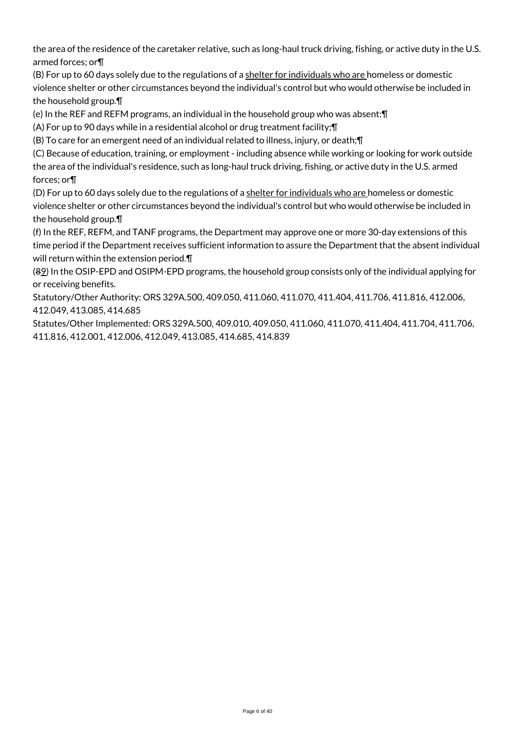the area of the residence of the caretaker relative, such as long-haul truck driving, fishing, or active duty in the U.S. armed forces; or¶

(B) For up to 60 days solely due to the regulations of a shelter for individuals who are homeless or domestic violence shelter or other circumstances beyond the individual's control but who would otherwise be included in the household group.¶

(e) In the REF and REFM programs, an individual in the household group who was absent:¶

(A) For up to 90 days while in a residential alcohol or drug treatment facility;¶

(B) To care for an emergent need of an individual related to illness, injury, or death;¶

(C) Because of education, training, or employment - including absence while working or looking for work outside the area of the individual's residence, such as long-haul truck driving, fishing, or active duty in the U.S. armed forces; or¶

(D) For up to 60 days solely due to the regulations of a shelter for individuals who are homeless or domestic violence shelter or other circumstances beyond the individual's control but who would otherwise be included in the household group.¶

(f) In the REF, REFM, and TANF programs, the Department may approve one or more 30-day extensions of this time period if the Department receives sufficient information to assure the Department that the absent individual will return within the extension period.¶

(89) In the OSIP-EPD and OSIPM-EPD programs, the household group consists only of the individual applying for or receiving benefits.

Statutory/Other Authority: ORS 329A.500, 409.050, 411.060, 411.070, 411.404, 411.706, 411.816, 412.006, 412.049, 413.085, 414.685

Statutes/Other Implemented: ORS 329A.500, 409.010, 409.050, 411.060, 411.070, 411.404, 411.704, 411.706, 411.816, 412.001, 412.006, 412.049, 413.085, 414.685, 414.839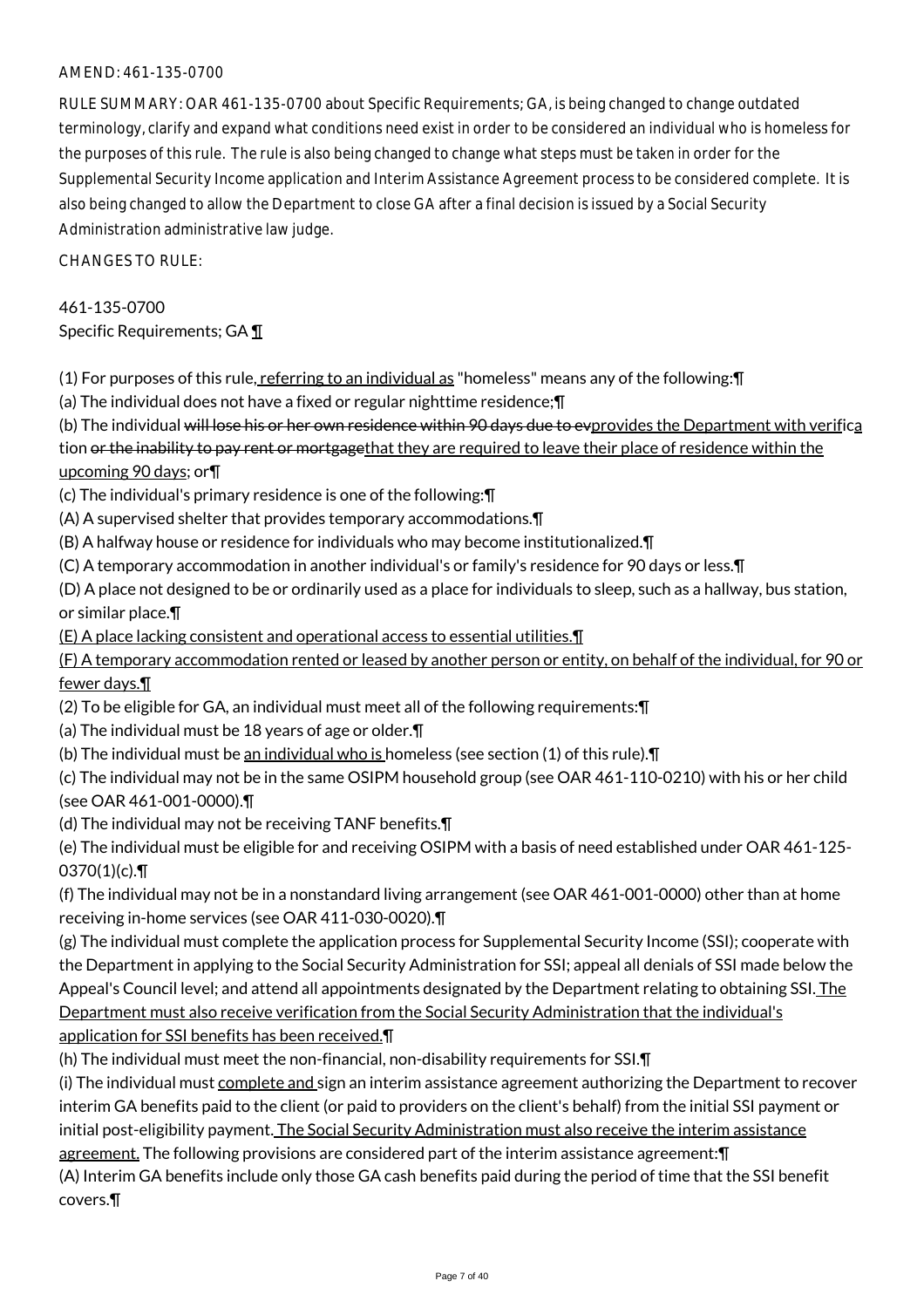AMEND: 461-135-0700

RULE SUMMARY: OAR 461-135-0700 about Specific Requirements; GA, is being changed to change outdated terminology, clarify and expand what conditions need exist in order to be considered an individual who is homeless for the purposes of this rule. The rule is also being changed to change what steps must be taken in order for the Supplemental Security Income application and Interim Assistance Agreement process to be considered complete. It is also being changed to allow the Department to close GA after a final decision is issued by a Social Security Administration administrative law judge.

CHANGES TO RULE:

461-135-0700
Specific Requirements; GA ¶

(1) For purposes of this rule, referring to an individual as "homeless" means any of the following:¶
(a) The individual does not have a fixed or regular nighttime residence;¶
(b) The individual ~~will lose his or her own residence within 90 days due to ev~~provides the Department with verification ~~or the inability to pay rent or mortgage~~that they are required to leave their place of residence within the upcoming 90 days; or¶
(c) The individual's primary residence is one of the following:¶
(A) A supervised shelter that provides temporary accommodations.¶
(B) A halfway house or residence for individuals who may become institutionalized.¶
(C) A temporary accommodation in another individual's or family's residence for 90 days or less.¶
(D) A place not designed to be or ordinarily used as a place for individuals to sleep, such as a hallway, bus station, or similar place.¶
(E) A place lacking consistent and operational access to essential utilities.¶
(F) A temporary accommodation rented or leased by another person or entity, on behalf of the individual, for 90 or fewer days.¶
(2) To be eligible for GA, an individual must meet all of the following requirements:¶
(a) The individual must be 18 years of age or older.¶
(b) The individual must be an individual who is homeless (see section (1) of this rule).¶
(c) The individual may not be in the same OSIPM household group (see OAR 461-110-0210) with his or her child (see OAR 461-001-0000).¶
(d) The individual may not be receiving TANF benefits.¶
(e) The individual must be eligible for and receiving OSIPM with a basis of need established under OAR 461-125-0370(1)(c).¶
(f) The individual may not be in a nonstandard living arrangement (see OAR 461-001-0000) other than at home receiving in-home services (see OAR 411-030-0020).¶
(g) The individual must complete the application process for Supplemental Security Income (SSI); cooperate with the Department in applying to the Social Security Administration for SSI; appeal all denials of SSI made below the Appeal's Council level; and attend all appointments designated by the Department relating to obtaining SSI. The Department must also receive verification from the Social Security Administration that the individual's application for SSI benefits has been received.¶
(h) The individual must meet the non-financial, non-disability requirements for SSI.¶
(i) The individual must complete and sign an interim assistance agreement authorizing the Department to recover interim GA benefits paid to the client (or paid to providers on the client's behalf) from the initial SSI payment or initial post-eligibility payment. The Social Security Administration must also receive the interim assistance agreement. The following provisions are considered part of the interim assistance agreement:¶
(A) Interim GA benefits include only those GA cash benefits paid during the period of time that the SSI benefit covers.¶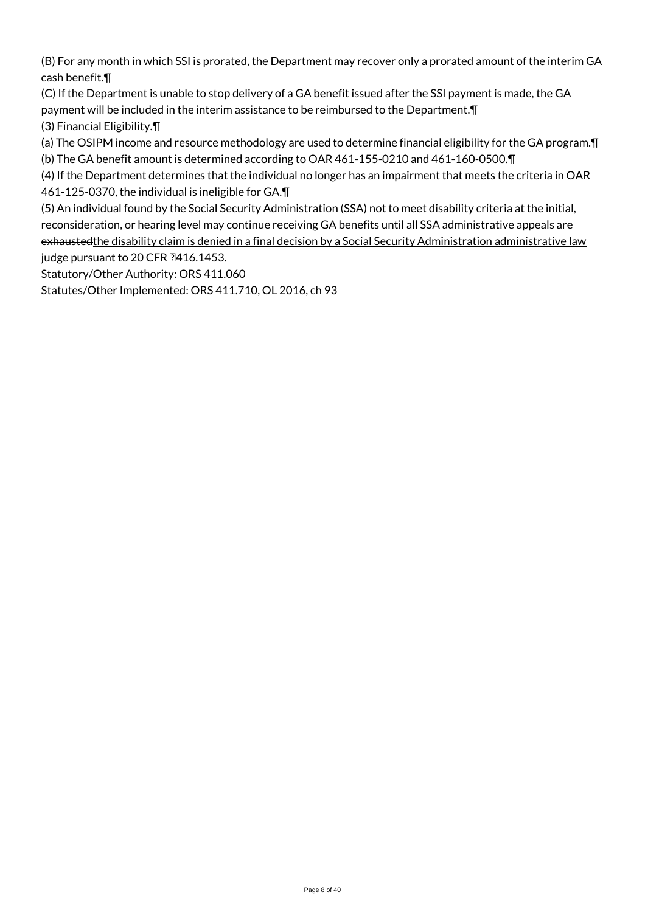(B) For any month in which SSI is prorated, the Department may recover only a prorated amount of the interim GA cash benefit.¶

(C) If the Department is unable to stop delivery of a GA benefit issued after the SSI payment is made, the GA payment will be included in the interim assistance to be reimbursed to the Department.¶

(3) Financial Eligibility.¶

(a) The OSIPM income and resource methodology are used to determine financial eligibility for the GA program.¶

(b) The GA benefit amount is determined according to OAR 461-155-0210 and 461-160-0500.¶

(4) If the Department determines that the individual no longer has an impairment that meets the criteria in OAR 461-125-0370, the individual is ineligible for GA.¶

(5) An individual found by the Social Security Administration (SSA) not to meet disability criteria at the initial, reconsideration, or hearing level may continue receiving GA benefits until ~~all SSA administrative appeals are exhausted~~the disability claim is denied in a final decision by a Social Security Administration administrative law judge pursuant to 20 CFR §416.1453.

Statutory/Other Authority: ORS 411.060

Statutes/Other Implemented: ORS 411.710, OL 2016, ch 93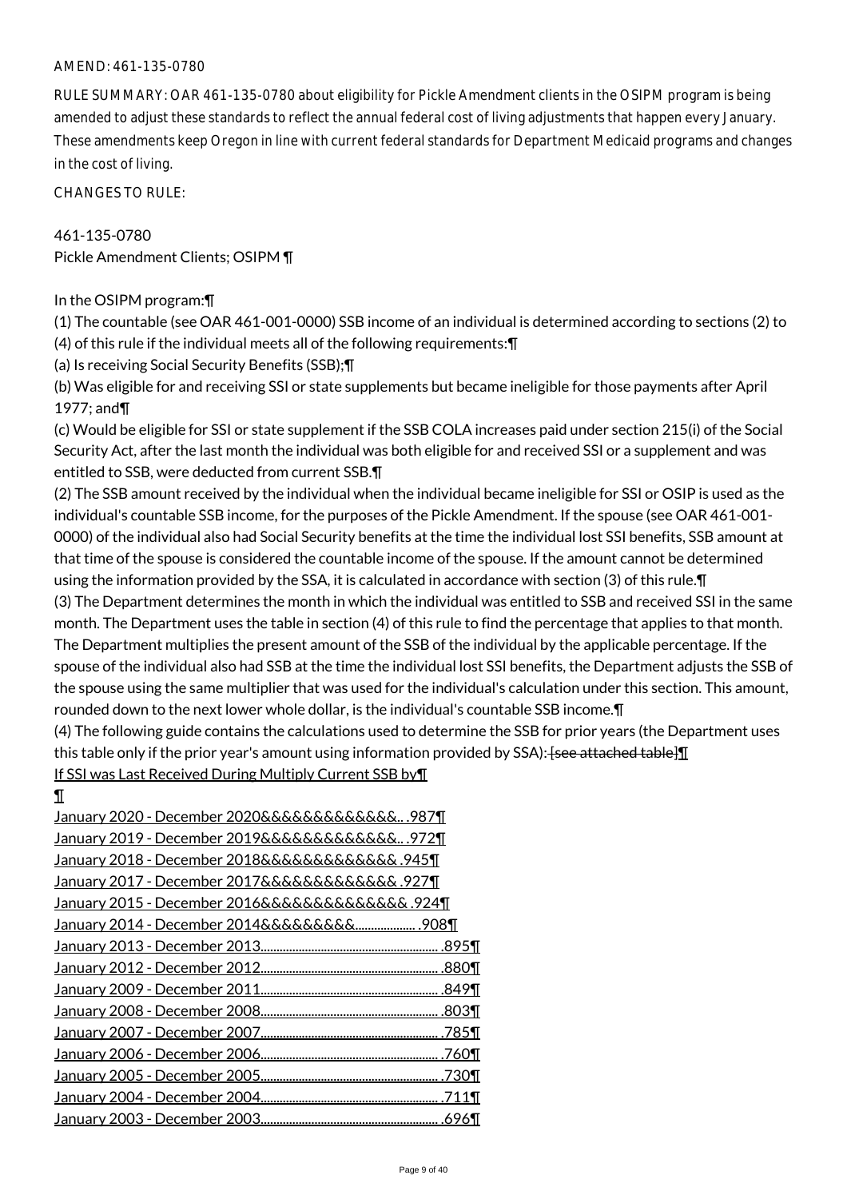AMEND: 461-135-0780

RULE SUMMARY: OAR 461-135-0780 about eligibility for Pickle Amendment clients in the OSIPM program is being amended to adjust these standards to reflect the annual federal cost of living adjustments that happen every January. These amendments keep Oregon in line with current federal standards for Department Medicaid programs and changes in the cost of living.

CHANGES TO RULE:

461-135-0780
Pickle Amendment Clients; OSIPM ¶

In the OSIPM program:¶
(1) The countable (see OAR 461-001-0000) SSB income of an individual is determined according to sections (2) to (4) of this rule if the individual meets all of the following requirements:¶
(a) Is receiving Social Security Benefits (SSB);¶
(b) Was eligible for and receiving SSI or state supplements but became ineligible for those payments after April 1977; and¶
(c) Would be eligible for SSI or state supplement if the SSB COLA increases paid under section 215(i) of the Social Security Act, after the last month the individual was both eligible for and received SSI or a supplement and was entitled to SSB, were deducted from current SSB.¶
(2) The SSB amount received by the individual when the individual became ineligible for SSI or OSIP is used as the individual's countable SSB income, for the purposes of the Pickle Amendment. If the spouse (see OAR 461-001-0000) of the individual also had Social Security benefits at the time the individual lost SSI benefits, SSB amount at that time of the spouse is considered the countable income of the spouse. If the amount cannot be determined using the information provided by the SSA, it is calculated in accordance with section (3) of this rule.¶
(3) The Department determines the month in which the individual was entitled to SSB and received SSI in the same month. The Department uses the table in section (4) of this rule to find the percentage that applies to that month. The Department multiplies the present amount of the SSB of the individual by the applicable percentage. If the spouse of the individual also had SSB at the time the individual lost SSI benefits, the Department adjusts the SSB of the spouse using the same multiplier that was used for the individual's calculation under this section. This amount, rounded down to the next lower whole dollar, is the individual's countable SSB income.¶
(4) The following guide contains the calculations used to determine the SSB for prior years (the Department uses this table only if the prior year's amount using information provided by SSA): ~~[see attached table]~~¶
If SSI was Last Received During Multiply Current SSB by¶
¶
January 2020 - December 2020&&&&&&&&&&&&.. .987¶
January 2019 - December 2019&&&&&&&&&&&&.. .972¶
January 2018 - December 2018&&&&&&&&&&&& .945¶
January 2017 - December 2017&&&&&&&&&&&& .927¶
January 2015 - December 2016&&&&&&&&&&&&& .924¶
January 2014 - December 2014&&&&&&&&&................... .908¶
January 2013 - December 2013........................................................ .895¶
January 2012 - December 2012........................................................ .880¶
January 2009 - December 2011........................................................ .849¶
January 2008 - December 2008........................................................ .803¶
January 2007 - December 2007........................................................ .785¶
January 2006 - December 2006........................................................ .760¶
January 2005 - December 2005........................................................ .730¶
January 2004 - December 2004........................................................ .711¶
January 2003 - December 2003........................................................ .696¶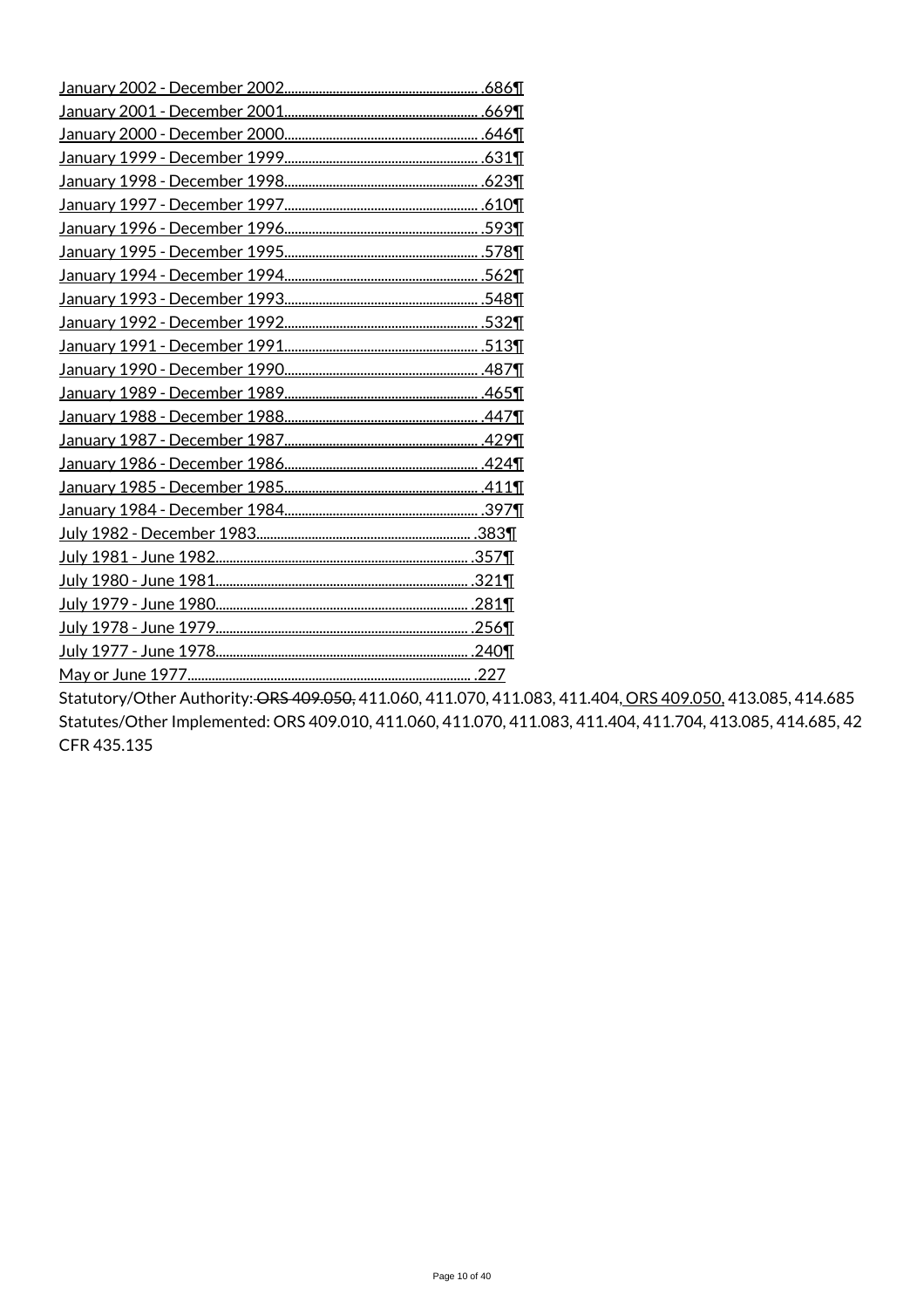January 2002 - December 2002........................................................ .686¶
January 2001 - December 2001........................................................ .669¶
January 2000 - December 2000........................................................ .646¶
January 1999 - December 1999........................................................ .631¶
January 1998 - December 1998........................................................ .623¶
January 1997 - December 1997........................................................ .610¶
January 1996 - December 1996........................................................ .593¶
January 1995 - December 1995........................................................ .578¶
January 1994 - December 1994........................................................ .562¶
January 1993 - December 1993........................................................ .548¶
January 1992 - December 1992........................................................ .532¶
January 1991 - December 1991........................................................ .513¶
January 1990 - December 1990........................................................ .487¶
January 1989 - December 1989........................................................ .465¶
January 1988 - December 1988........................................................ .447¶
January 1987 - December 1987........................................................ .429¶
January 1986 - December 1986........................................................ .424¶
January 1985 - December 1985........................................................ .411¶
January 1984 - December 1984........................................................ .397¶
July 1982 - December 1983.............................................................. .383¶
July 1981 - June 1982......................................................................... .357¶
July 1980 - June 1981......................................................................... .321¶
July 1979 - June 1980......................................................................... .281¶
July 1978 - June 1979......................................................................... .256¶
July 1977 - June 1978......................................................................... .240¶
May or June 1977.................................................................................. .227

Statutory/Other Authority: ~~ORS 409.050,~~ 411.060, 411.070, 411.083, 411.404, ORS 409.050, 413.085, 414.685
Statutes/Other Implemented: ORS 409.010, 411.060, 411.070, 411.083, 411.404, 411.704, 413.085, 414.685, 42 CFR 435.135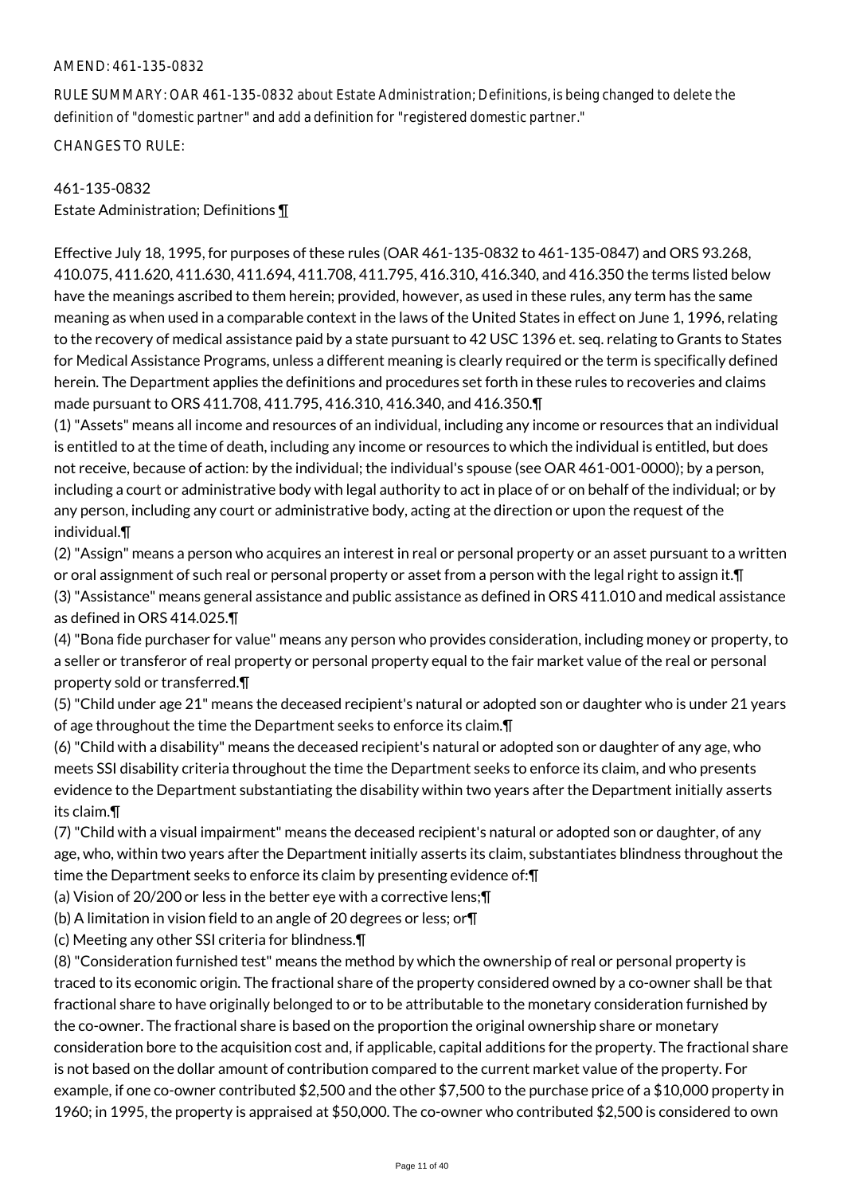AMEND: 461-135-0832

RULE SUMMARY: OAR 461-135-0832 about Estate Administration; Definitions, is being changed to delete the definition of "domestic partner" and add a definition for "registered domestic partner."

CHANGES TO RULE:

461-135-0832
Estate Administration; Definitions ¶

Effective July 18, 1995, for purposes of these rules (OAR 461-135-0832 to 461-135-0847) and ORS 93.268, 410.075, 411.620, 411.630, 411.694, 411.708, 411.795, 416.310, 416.340, and 416.350 the terms listed below have the meanings ascribed to them herein; provided, however, as used in these rules, any term has the same meaning as when used in a comparable context in the laws of the United States in effect on June 1, 1996, relating to the recovery of medical assistance paid by a state pursuant to 42 USC 1396 et. seq. relating to Grants to States for Medical Assistance Programs, unless a different meaning is clearly required or the term is specifically defined herein. The Department applies the definitions and procedures set forth in these rules to recoveries and claims made pursuant to ORS 411.708, 411.795, 416.310, 416.340, and 416.350.¶

(1) "Assets" means all income and resources of an individual, including any income or resources that an individual is entitled to at the time of death, including any income or resources to which the individual is entitled, but does not receive, because of action: by the individual; the individual's spouse (see OAR 461-001-0000); by a person, including a court or administrative body with legal authority to act in place of or on behalf of the individual; or by any person, including any court or administrative body, acting at the direction or upon the request of the individual.¶

(2) "Assign" means a person who acquires an interest in real or personal property or an asset pursuant to a written or oral assignment of such real or personal property or asset from a person with the legal right to assign it.¶

(3) "Assistance" means general assistance and public assistance as defined in ORS 411.010 and medical assistance as defined in ORS 414.025.¶

(4) "Bona fide purchaser for value" means any person who provides consideration, including money or property, to a seller or transferor of real property or personal property equal to the fair market value of the real or personal property sold or transferred.¶

(5) "Child under age 21" means the deceased recipient's natural or adopted son or daughter who is under 21 years of age throughout the time the Department seeks to enforce its claim.¶

(6) "Child with a disability" means the deceased recipient's natural or adopted son or daughter of any age, who meets SSI disability criteria throughout the time the Department seeks to enforce its claim, and who presents evidence to the Department substantiating the disability within two years after the Department initially asserts its claim.¶

(7) "Child with a visual impairment" means the deceased recipient's natural or adopted son or daughter, of any age, who, within two years after the Department initially asserts its claim, substantiates blindness throughout the time the Department seeks to enforce its claim by presenting evidence of:¶

(a) Vision of 20/200 or less in the better eye with a corrective lens;¶

(b) A limitation in vision field to an angle of 20 degrees or less; or¶

(c) Meeting any other SSI criteria for blindness.¶

(8) "Consideration furnished test" means the method by which the ownership of real or personal property is traced to its economic origin. The fractional share of the property considered owned by a co-owner shall be that fractional share to have originally belonged to or to be attributable to the monetary consideration furnished by the co-owner. The fractional share is based on the proportion the original ownership share or monetary consideration bore to the acquisition cost and, if applicable, capital additions for the property. The fractional share is not based on the dollar amount of contribution compared to the current market value of the property. For example, if one co-owner contributed $2,500 and the other $7,500 to the purchase price of a $10,000 property in 1960; in 1995, the property is appraised at $50,000. The co-owner who contributed $2,500 is considered to own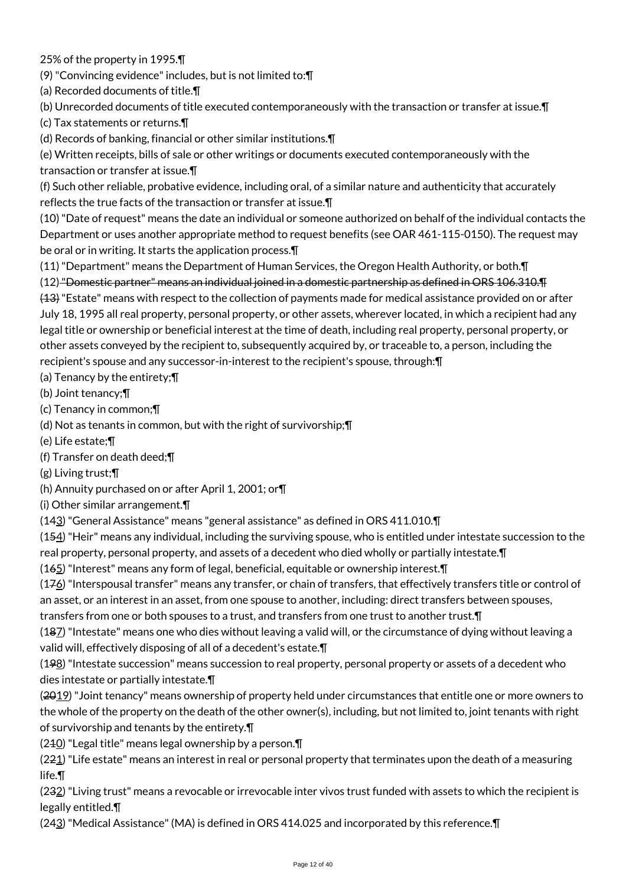25% of the property in 1995.¶

(9) "Convincing evidence" includes, but is not limited to:¶

(a) Recorded documents of title.¶

(b) Unrecorded documents of title executed contemporaneously with the transaction or transfer at issue.¶

(c) Tax statements or returns.¶

(d) Records of banking, financial or other similar institutions.¶

(e) Written receipts, bills of sale or other writings or documents executed contemporaneously with the transaction or transfer at issue.¶

(f) Such other reliable, probative evidence, including oral, of a similar nature and authenticity that accurately reflects the true facts of the transaction or transfer at issue.¶

(10) "Date of request" means the date an individual or someone authorized on behalf of the individual contacts the Department or uses another appropriate method to request benefits (see OAR 461-115-0150). The request may be oral or in writing. It starts the application process.¶

(11) "Department" means the Department of Human Services, the Oregon Health Authority, or both.¶

(12) ~~"Domestic partner" means an individual joined in a domestic partnership as defined in ORS 106.310.¶~~

~~(13)~~ "Estate" means with respect to the collection of payments made for medical assistance provided on or after July 18, 1995 all real property, personal property, or other assets, wherever located, in which a recipient had any legal title or ownership or beneficial interest at the time of death, including real property, personal property, or other assets conveyed by the recipient to, subsequently acquired by, or traceable to, a person, including the recipient's spouse and any successor-in-interest to the recipient's spouse, through:¶

(a) Tenancy by the entirety;¶

(b) Joint tenancy;¶

(c) Tenancy in common;¶

(d) Not as tenants in common, but with the right of survivorship;¶

(e) Life estate;¶

(f) Transfer on death deed;¶

(g) Living trust;¶

(h) Annuity purchased on or after April 1, 2001; or¶

(i) Other similar arrangement.¶

(1~~4~~3) "General Assistance" means "general assistance" as defined in ORS 411.010.¶

(1~~5~~4) "Heir" means any individual, including the surviving spouse, who is entitled under intestate succession to the real property, personal property, and assets of a decedent who died wholly or partially intestate.¶

(1~~6~~5) "Interest" means any form of legal, beneficial, equitable or ownership interest.¶

(1~~7~~6) "Interspousal transfer" means any transfer, or chain of transfers, that effectively transfers title or control of an asset, or an interest in an asset, from one spouse to another, including: direct transfers between spouses, transfers from one or both spouses to a trust, and transfers from one trust to another trust.¶

(1~~8~~7) "Intestate" means one who dies without leaving a valid will, or the circumstance of dying without leaving a valid will, effectively disposing of all of a decedent's estate.¶

(1~~9~~8) "Intestate succession" means succession to real property, personal property or assets of a decedent who dies intestate or partially intestate.¶

(~~20~~19) "Joint tenancy" means ownership of property held under circumstances that entitle one or more owners to the whole of the property on the death of the other owner(s), including, but not limited to, joint tenants with right of survivorship and tenants by the entirety.¶

(2~~1~~0) "Legal title" means legal ownership by a person.¶

(2~~2~~1) "Life estate" means an interest in real or personal property that terminates upon the death of a measuring life.¶

(2~~3~~2) "Living trust" means a revocable or irrevocable inter vivos trust funded with assets to which the recipient is legally entitled.¶

(2~~4~~3) "Medical Assistance" (MA) is defined in ORS 414.025 and incorporated by this reference.¶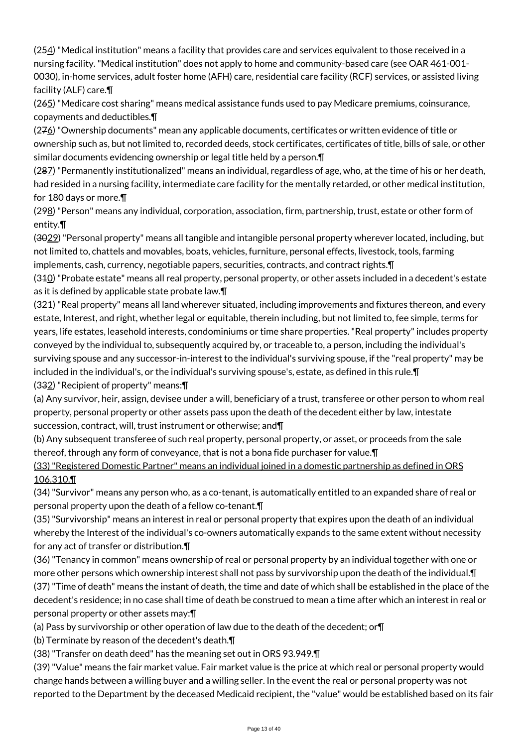(254) "Medical institution" means a facility that provides care and services equivalent to those received in a nursing facility. "Medical institution" does not apply to home and community-based care (see OAR 461-001-0030), in-home services, adult foster home (AFH) care, residential care facility (RCF) services, or assisted living facility (ALF) care.¶

(265) "Medicare cost sharing" means medical assistance funds used to pay Medicare premiums, coinsurance, copayments and deductibles.¶

(276) "Ownership documents" mean any applicable documents, certificates or written evidence of title or ownership such as, but not limited to, recorded deeds, stock certificates, certificates of title, bills of sale, or other similar documents evidencing ownership or legal title held by a person.¶

(287) "Permanently institutionalized" means an individual, regardless of age, who, at the time of his or her death, had resided in a nursing facility, intermediate care facility for the mentally retarded, or other medical institution, for 180 days or more.¶

(298) "Person" means any individual, corporation, association, firm, partnership, trust, estate or other form of entity.¶

(3029) "Personal property" means all tangible and intangible personal property wherever located, including, but not limited to, chattels and movables, boats, vehicles, furniture, personal effects, livestock, tools, farming implements, cash, currency, negotiable papers, securities, contracts, and contract rights.¶

(310) "Probate estate" means all real property, personal property, or other assets included in a decedent's estate as it is defined by applicable state probate law.¶

(321) "Real property" means all land wherever situated, including improvements and fixtures thereon, and every estate, Interest, and right, whether legal or equitable, therein including, but not limited to, fee simple, terms for years, life estates, leasehold interests, condominiums or time share properties. "Real property" includes property conveyed by the individual to, subsequently acquired by, or traceable to, a person, including the individual's surviving spouse and any successor-in-interest to the individual's surviving spouse, if the "real property" may be included in the individual's, or the individual's surviving spouse's, estate, as defined in this rule.¶

(332) "Recipient of property" means:¶

(a) Any survivor, heir, assign, devisee under a will, beneficiary of a trust, transferee or other person to whom real property, personal property or other assets pass upon the death of the decedent either by law, intestate succession, contract, will, trust instrument or otherwise; and¶

(b) Any subsequent transferee of such real property, personal property, or asset, or proceeds from the sale thereof, through any form of conveyance, that is not a bona fide purchaser for value.¶

(33) "Registered Domestic Partner" means an individual joined in a domestic partnership as defined in ORS 106.310.¶

(34) "Survivor" means any person who, as a co-tenant, is automatically entitled to an expanded share of real or personal property upon the death of a fellow co-tenant.¶

(35) "Survivorship" means an interest in real or personal property that expires upon the death of an individual whereby the Interest of the individual's co-owners automatically expands to the same extent without necessity for any act of transfer or distribution.¶

(36) "Tenancy in common" means ownership of real or personal property by an individual together with one or more other persons which ownership interest shall not pass by survivorship upon the death of the individual.¶

(37) "Time of death" means the instant of death, the time and date of which shall be established in the place of the decedent's residence; in no case shall time of death be construed to mean a time after which an interest in real or personal property or other assets may:¶

(a) Pass by survivorship or other operation of law due to the death of the decedent; or¶

(b) Terminate by reason of the decedent's death.¶

(38) "Transfer on death deed" has the meaning set out in ORS 93.949.¶

(39) "Value" means the fair market value. Fair market value is the price at which real or personal property would change hands between a willing buyer and a willing seller. In the event the real or personal property was not reported to the Department by the deceased Medicaid recipient, the "value" would be established based on its fair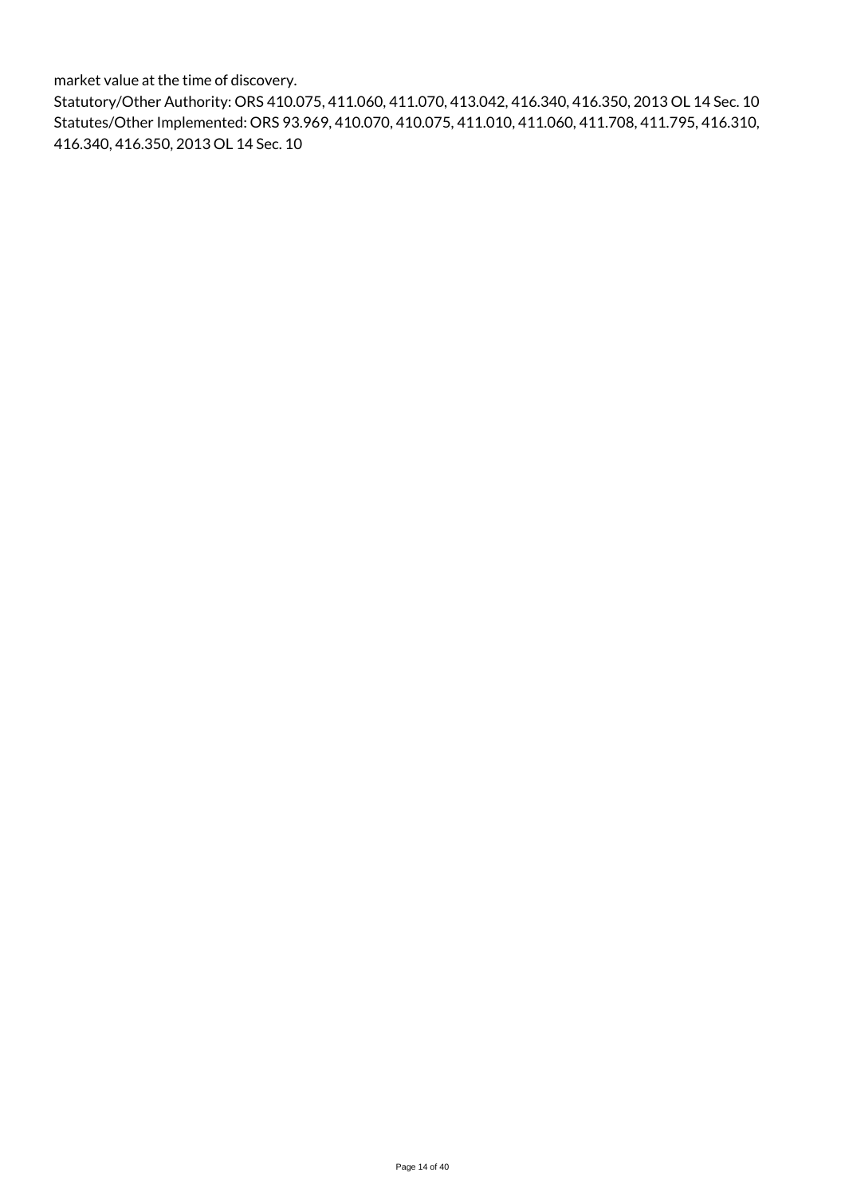market value at the time of discovery.

Statutory/Other Authority: ORS 410.075, 411.060, 411.070, 413.042, 416.340, 416.350, 2013 OL 14 Sec. 10

Statutes/Other Implemented: ORS 93.969, 410.070, 410.075, 411.010, 411.060, 411.708, 411.795, 416.310, 416.340, 416.350, 2013 OL 14 Sec. 10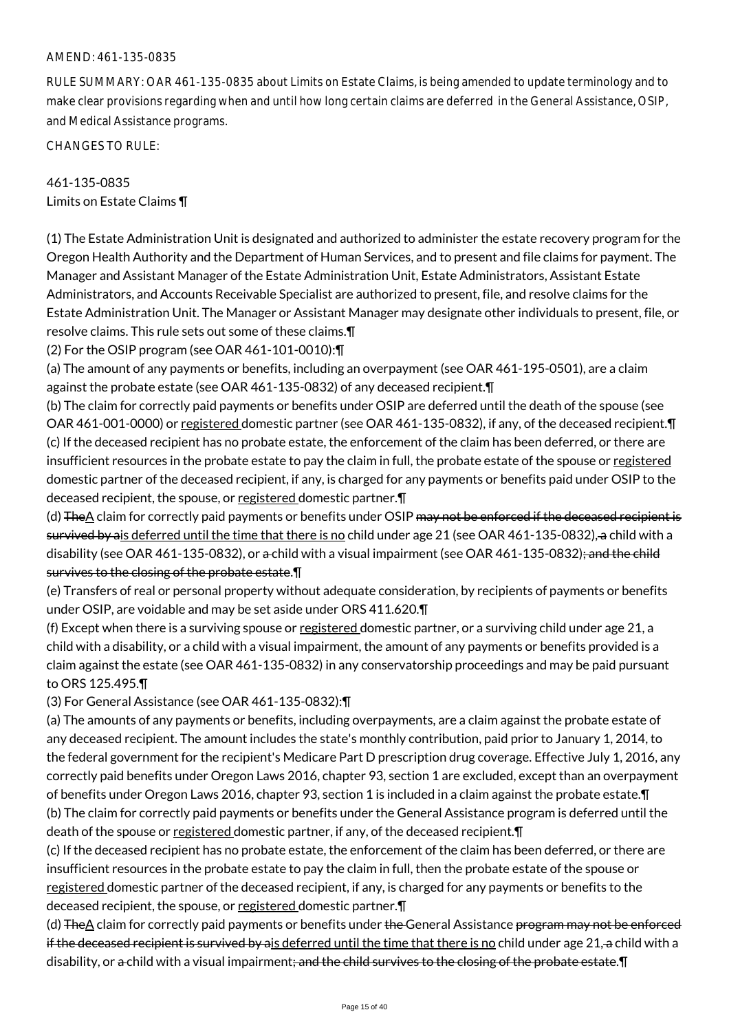AMEND: 461-135-0835

RULE SUMMARY: OAR 461-135-0835 about Limits on Estate Claims, is being amended to update terminology and to make clear provisions regarding when and until how long certain claims are deferred in the General Assistance, OSIP, and Medical Assistance programs.

CHANGES TO RULE:

461-135-0835
Limits on Estate Claims ¶

(1) The Estate Administration Unit is designated and authorized to administer the estate recovery program for the Oregon Health Authority and the Department of Human Services, and to present and file claims for payment. The Manager and Assistant Manager of the Estate Administration Unit, Estate Administrators, Assistant Estate Administrators, and Accounts Receivable Specialist are authorized to present, file, and resolve claims for the Estate Administration Unit. The Manager or Assistant Manager may designate other individuals to present, file, or resolve claims. This rule sets out some of these claims.¶
(2) For the OSIP program (see OAR 461-101-0010):¶
(a) The amount of any payments or benefits, including an overpayment (see OAR 461-195-0501), are a claim against the probate estate (see OAR 461-135-0832) of any deceased recipient.¶
(b) The claim for correctly paid payments or benefits under OSIP are deferred until the death of the spouse (see OAR 461-001-0000) or registered domestic partner (see OAR 461-135-0832), if any, of the deceased recipient.¶
(c) If the deceased recipient has no probate estate, the enforcement of the claim has been deferred, or there are insufficient resources in the probate estate to pay the claim in full, the probate estate of the spouse or registered domestic partner of the deceased recipient, if any, is charged for any payments or benefits paid under OSIP to the deceased recipient, the spouse, or registered domestic partner.¶
(d) ~~The~~A claim for correctly paid payments or benefits under OSIP ~~may not be enforced if the deceased recipient is survived by a~~is deferred until the time that there is no child under age 21 (see OAR 461-135-0832), ~~a~~ child with a disability (see OAR 461-135-0832), or ~~a~~ child with a visual impairment (see OAR 461-135-0832)~~; and the child survives to the closing of the probate estate~~.¶
(e) Transfers of real or personal property without adequate consideration, by recipients of payments or benefits under OSIP, are voidable and may be set aside under ORS 411.620.¶
(f) Except when there is a surviving spouse or registered domestic partner, or a surviving child under age 21, a child with a disability, or a child with a visual impairment, the amount of any payments or benefits provided is a claim against the estate (see OAR 461-135-0832) in any conservatorship proceedings and may be paid pursuant to ORS 125.495.¶
(3) For General Assistance (see OAR 461-135-0832):¶
(a) The amounts of any payments or benefits, including overpayments, are a claim against the probate estate of any deceased recipient. The amount includes the state's monthly contribution, paid prior to January 1, 2014, to the federal government for the recipient's Medicare Part D prescription drug coverage. Effective July 1, 2016, any correctly paid benefits under Oregon Laws 2016, chapter 93, section 1 are excluded, except than an overpayment of benefits under Oregon Laws 2016, chapter 93, section 1 is included in a claim against the probate estate.¶
(b) The claim for correctly paid payments or benefits under the General Assistance program is deferred until the death of the spouse or registered domestic partner, if any, of the deceased recipient.¶
(c) If the deceased recipient has no probate estate, the enforcement of the claim has been deferred, or there are insufficient resources in the probate estate to pay the claim in full, then the probate estate of the spouse or registered domestic partner of the deceased recipient, if any, is charged for any payments or benefits to the deceased recipient, the spouse, or registered domestic partner.¶
(d) ~~The~~A claim for correctly paid payments or benefits under ~~the~~ General Assistance ~~program may not be enforced if the deceased recipient is survived by a~~is deferred until the time that there is no child under age 21, ~~a~~ child with a disability, or ~~a~~ child with a visual impairment~~; and the child survives to the closing of the probate estate~~.¶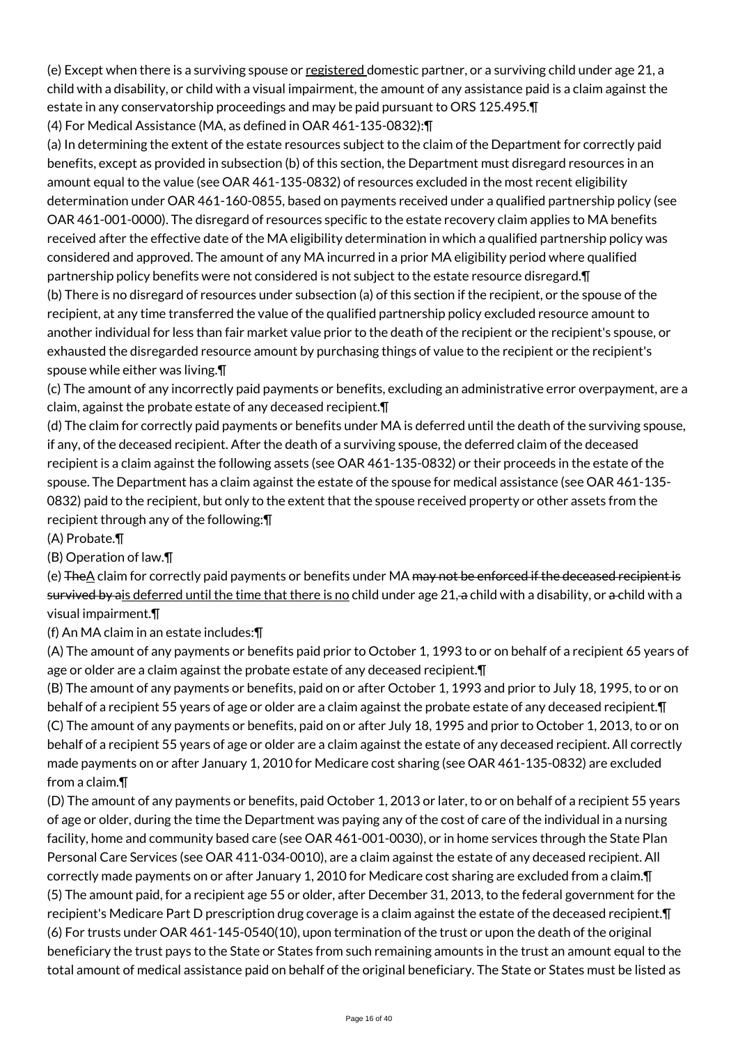(e) Except when there is a surviving spouse or <u>registered</u> domestic partner, or a surviving child under age 21, a child with a disability, or child with a visual impairment, the amount of any assistance paid is a claim against the estate in any conservatorship proceedings and may be paid pursuant to ORS 125.495.¶

(4) For Medical Assistance (MA, as defined in OAR 461-135-0832):¶

(a) In determining the extent of the estate resources subject to the claim of the Department for correctly paid benefits, except as provided in subsection (b) of this section, the Department must disregard resources in an amount equal to the value (see OAR 461-135-0832) of resources excluded in the most recent eligibility determination under OAR 461-160-0855, based on payments received under a qualified partnership policy (see OAR 461-001-0000). The disregard of resources specific to the estate recovery claim applies to MA benefits received after the effective date of the MA eligibility determination in which a qualified partnership policy was considered and approved. The amount of any MA incurred in a prior MA eligibility period where qualified partnership policy benefits were not considered is not subject to the estate resource disregard.¶

(b) There is no disregard of resources under subsection (a) of this section if the recipient, or the spouse of the recipient, at any time transferred the value of the qualified partnership policy excluded resource amount to another individual for less than fair market value prior to the death of the recipient or the recipient's spouse, or exhausted the disregarded resource amount by purchasing things of value to the recipient or the recipient's spouse while either was living.¶

(c) The amount of any incorrectly paid payments or benefits, excluding an administrative error overpayment, are a claim, against the probate estate of any deceased recipient.¶

(d) The claim for correctly paid payments or benefits under MA is deferred until the death of the surviving spouse, if any, of the deceased recipient. After the death of a surviving spouse, the deferred claim of the deceased recipient is a claim against the following assets (see OAR 461-135-0832) or their proceeds in the estate of the spouse. The Department has a claim against the estate of the spouse for medical assistance (see OAR 461-135-0832) paid to the recipient, but only to the extent that the spouse received property or other assets from the recipient through any of the following:¶

(A) Probate.¶

(B) Operation of law.¶

(e) ~~The~~<u>A</u> claim for correctly paid payments or benefits under MA ~~may not be enforced if the deceased recipient is survived by a~~<u>is deferred until the time that there is no</u> child under age 21~~, a~~ child with a disability, or ~~a~~ child with a visual impairment.¶

(f) An MA claim in an estate includes:¶

(A) The amount of any payments or benefits paid prior to October 1, 1993 to or on behalf of a recipient 65 years of age or older are a claim against the probate estate of any deceased recipient.¶

(B) The amount of any payments or benefits, paid on or after October 1, 1993 and prior to July 18, 1995, to or on behalf of a recipient 55 years of age or older are a claim against the probate estate of any deceased recipient.¶

(C) The amount of any payments or benefits, paid on or after July 18, 1995 and prior to October 1, 2013, to or on behalf of a recipient 55 years of age or older are a claim against the estate of any deceased recipient. All correctly made payments on or after January 1, 2010 for Medicare cost sharing (see OAR 461-135-0832) are excluded from a claim.¶

(D) The amount of any payments or benefits, paid October 1, 2013 or later, to or on behalf of a recipient 55 years of age or older, during the time the Department was paying any of the cost of care of the individual in a nursing facility, home and community based care (see OAR 461-001-0030), or in home services through the State Plan Personal Care Services (see OAR 411-034-0010), are a claim against the estate of any deceased recipient. All correctly made payments on or after January 1, 2010 for Medicare cost sharing are excluded from a claim.¶

(5) The amount paid, for a recipient age 55 or older, after December 31, 2013, to the federal government for the recipient's Medicare Part D prescription drug coverage is a claim against the estate of the deceased recipient.¶

(6) For trusts under OAR 461-145-0540(10), upon termination of the trust or upon the death of the original beneficiary the trust pays to the State or States from such remaining amounts in the trust an amount equal to the total amount of medical assistance paid on behalf of the original beneficiary. The State or States must be listed as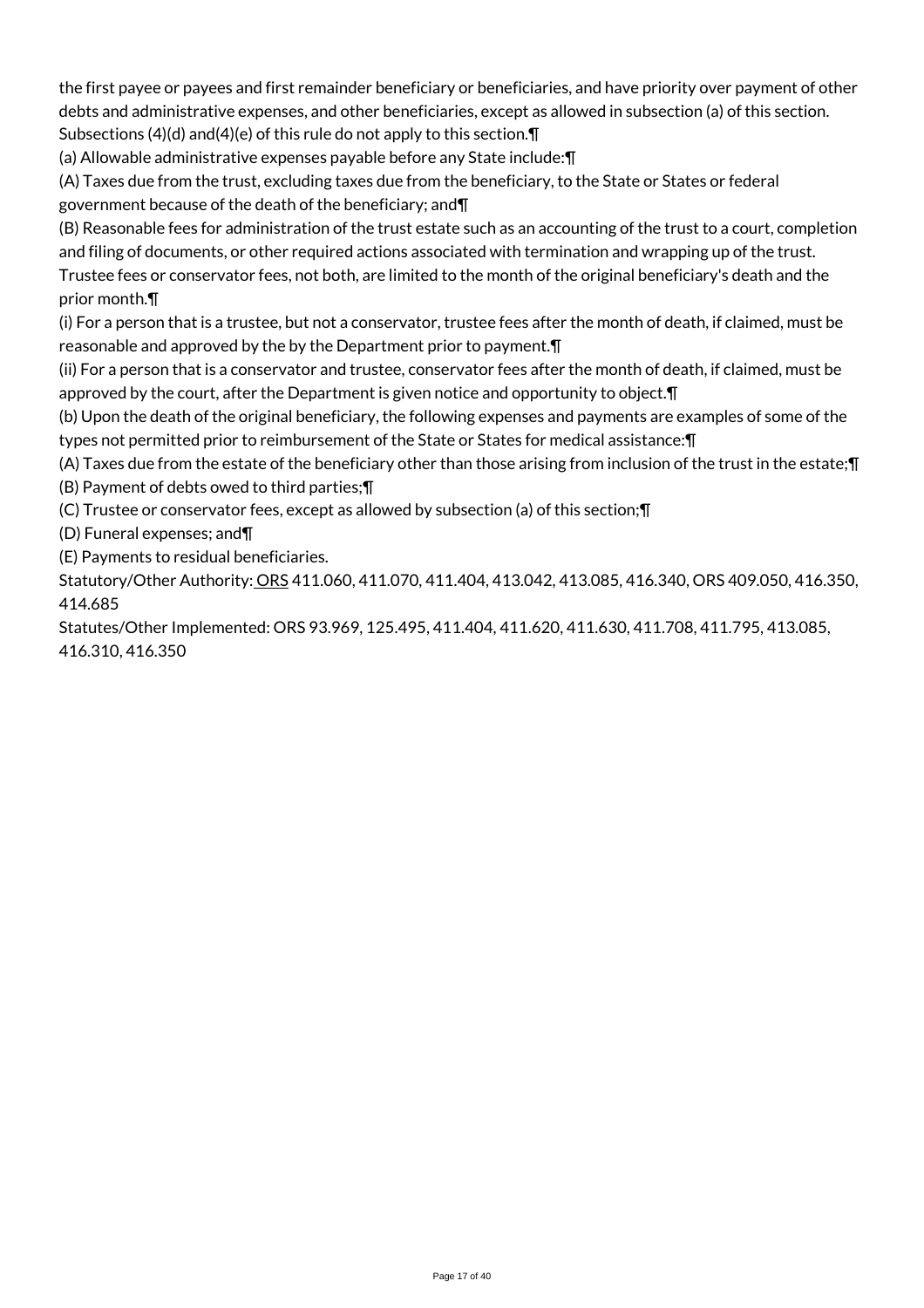the first payee or payees and first remainder beneficiary or beneficiaries, and have priority over payment of other debts and administrative expenses, and other beneficiaries, except as allowed in subsection (a) of this section. Subsections (4)(d) and(4)(e) of this rule do not apply to this section.¶

(a) Allowable administrative expenses payable before any State include:¶

(A) Taxes due from the trust, excluding taxes due from the beneficiary, to the State or States or federal government because of the death of the beneficiary; and¶

(B) Reasonable fees for administration of the trust estate such as an accounting of the trust to a court, completion and filing of documents, or other required actions associated with termination and wrapping up of the trust. Trustee fees or conservator fees, not both, are limited to the month of the original beneficiary's death and the prior month.¶

(i) For a person that is a trustee, but not a conservator, trustee fees after the month of death, if claimed, must be reasonable and approved by the by the Department prior to payment.¶

(ii) For a person that is a conservator and trustee, conservator fees after the month of death, if claimed, must be approved by the court, after the Department is given notice and opportunity to object.¶

(b) Upon the death of the original beneficiary, the following expenses and payments are examples of some of the types not permitted prior to reimbursement of the State or States for medical assistance:¶

(A) Taxes due from the estate of the beneficiary other than those arising from inclusion of the trust in the estate;¶

(B) Payment of debts owed to third parties;¶

(C) Trustee or conservator fees, except as allowed by subsection (a) of this section;¶

(D) Funeral expenses; and¶

(E) Payments to residual beneficiaries.

Statutory/Other Authority: ORS 411.060, 411.070, 411.404, 413.042, 413.085, 416.340, ORS 409.050, 416.350, 414.685

Statutes/Other Implemented: ORS 93.969, 125.495, 411.404, 411.620, 411.630, 411.708, 411.795, 413.085, 416.310, 416.350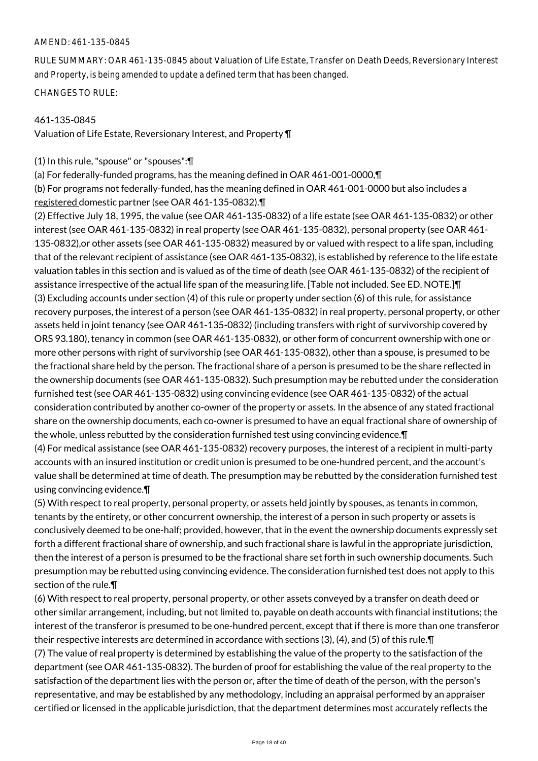AMEND: 461-135-0845

RULE SUMMARY: OAR 461-135-0845 about Valuation of Life Estate, Transfer on Death Deeds, Reversionary Interest and Property, is being amended to update a defined term that has been changed.

CHANGES TO RULE:

461-135-0845
Valuation of Life Estate, Reversionary Interest, and Property ¶

(1) In this rule, "spouse" or "spouses":¶
(a) For federally-funded programs, has the meaning defined in OAR 461-001-0000,¶
(b) For programs not federally-funded, has the meaning defined in OAR 461-001-0000 but also includes a registered domestic partner (see OAR 461-135-0832).¶
(2) Effective July 18, 1995, the value (see OAR 461-135-0832) of a life estate (see OAR 461-135-0832) or other interest (see OAR 461-135-0832) in real property (see OAR 461-135-0832), personal property (see OAR 461-135-0832),or other assets (see OAR 461-135-0832) measured by or valued with respect to a life span, including that of the relevant recipient of assistance (see OAR 461-135-0832), is established by reference to the life estate valuation tables in this section and is valued as of the time of death (see OAR 461-135-0832) of the recipient of assistance irrespective of the actual life span of the measuring life. [Table not included. See ED. NOTE.]¶
(3) Excluding accounts under section (4) of this rule or property under section (6) of this rule, for assistance recovery purposes, the interest of a person (see OAR 461-135-0832) in real property, personal property, or other assets held in joint tenancy (see OAR 461-135-0832) (including transfers with right of survivorship covered by ORS 93.180), tenancy in common (see OAR 461-135-0832), or other form of concurrent ownership with one or more other persons with right of survivorship (see OAR 461-135-0832), other than a spouse, is presumed to be the fractional share held by the person. The fractional share of a person is presumed to be the share reflected in the ownership documents (see OAR 461-135-0832). Such presumption may be rebutted under the consideration furnished test (see OAR 461-135-0832) using convincing evidence (see OAR 461-135-0832) of the actual consideration contributed by another co-owner of the property or assets. In the absence of any stated fractional share on the ownership documents, each co-owner is presumed to have an equal fractional share of ownership of the whole, unless rebutted by the consideration furnished test using convincing evidence.¶
(4) For medical assistance (see OAR 461-135-0832) recovery purposes, the interest of a recipient in multi-party accounts with an insured institution or credit union is presumed to be one-hundred percent, and the account's value shall be determined at time of death. The presumption may be rebutted by the consideration furnished test using convincing evidence.¶
(5) With respect to real property, personal property, or assets held jointly by spouses, as tenants in common, tenants by the entirety, or other concurrent ownership, the interest of a person in such property or assets is conclusively deemed to be one-half; provided, however, that in the event the ownership documents expressly set forth a different fractional share of ownership, and such fractional share is lawful in the appropriate jurisdiction, then the interest of a person is presumed to be the fractional share set forth in such ownership documents. Such presumption may be rebutted using convincing evidence. The consideration furnished test does not apply to this section of the rule.¶
(6) With respect to real property, personal property, or other assets conveyed by a transfer on death deed or other similar arrangement, including, but not limited to, payable on death accounts with financial institutions; the interest of the transferor is presumed to be one-hundred percent, except that if there is more than one transferor their respective interests are determined in accordance with sections (3), (4), and (5) of this rule.¶
(7) The value of real property is determined by establishing the value of the property to the satisfaction of the department (see OAR 461-135-0832). The burden of proof for establishing the value of the real property to the satisfaction of the department lies with the person or, after the time of death of the person, with the person's representative, and may be established by any methodology, including an appraisal performed by an appraiser certified or licensed in the applicable jurisdiction, that the department determines most accurately reflects the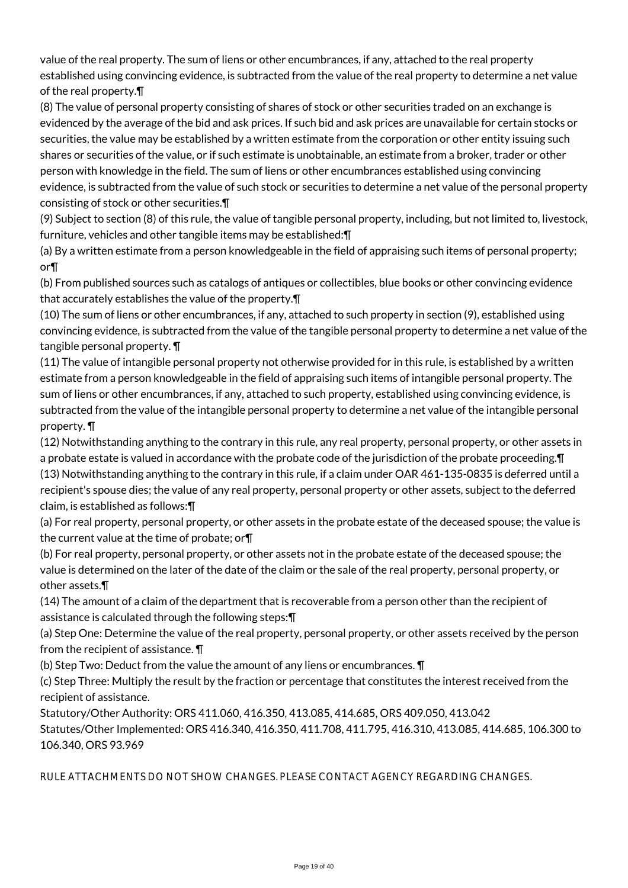value of the real property. The sum of liens or other encumbrances, if any, attached to the real property established using convincing evidence, is subtracted from the value of the real property to determine a net value of the real property.¶

(8) The value of personal property consisting of shares of stock or other securities traded on an exchange is evidenced by the average of the bid and ask prices. If such bid and ask prices are unavailable for certain stocks or securities, the value may be established by a written estimate from the corporation or other entity issuing such shares or securities of the value, or if such estimate is unobtainable, an estimate from a broker, trader or other person with knowledge in the field. The sum of liens or other encumbrances established using convincing evidence, is subtracted from the value of such stock or securities to determine a net value of the personal property consisting of stock or other securities.¶

(9) Subject to section (8) of this rule, the value of tangible personal property, including, but not limited to, livestock, furniture, vehicles and other tangible items may be established:¶

(a) By a written estimate from a person knowledgeable in the field of appraising such items of personal property; or¶

(b) From published sources such as catalogs of antiques or collectibles, blue books or other convincing evidence that accurately establishes the value of the property.¶

(10) The sum of liens or other encumbrances, if any, attached to such property in section (9), established using convincing evidence, is subtracted from the value of the tangible personal property to determine a net value of the tangible personal property. ¶

(11) The value of intangible personal property not otherwise provided for in this rule, is established by a written estimate from a person knowledgeable in the field of appraising such items of intangible personal property. The sum of liens or other encumbrances, if any, attached to such property, established using convincing evidence, is subtracted from the value of the intangible personal property to determine a net value of the intangible personal property. ¶

(12) Notwithstanding anything to the contrary in this rule, any real property, personal property, or other assets in a probate estate is valued in accordance with the probate code of the jurisdiction of the probate proceeding.¶

(13) Notwithstanding anything to the contrary in this rule, if a claim under OAR 461-135-0835 is deferred until a recipient's spouse dies; the value of any real property, personal property or other assets, subject to the deferred claim, is established as follows:¶

(a) For real property, personal property, or other assets in the probate estate of the deceased spouse; the value is the current value at the time of probate; or¶

(b) For real property, personal property, or other assets not in the probate estate of the deceased spouse; the value is determined on the later of the date of the claim or the sale of the real property, personal property, or other assets.¶

(14) The amount of a claim of the department that is recoverable from a person other than the recipient of assistance is calculated through the following steps:¶

(a) Step One: Determine the value of the real property, personal property, or other assets received by the person from the recipient of assistance. ¶

(b) Step Two: Deduct from the value the amount of any liens or encumbrances. ¶

(c) Step Three: Multiply the result by the fraction or percentage that constitutes the interest received from the recipient of assistance.

Statutory/Other Authority: ORS 411.060, 416.350, 413.085, 414.685, ORS 409.050, 413.042
Statutes/Other Implemented: ORS 416.340, 416.350, 411.708, 411.795, 416.310, 413.085, 414.685, 106.300 to 106.340, ORS 93.969

RULE ATTACHMENTS DO NOT SHOW CHANGES. PLEASE CONTACT AGENCY REGARDING CHANGES.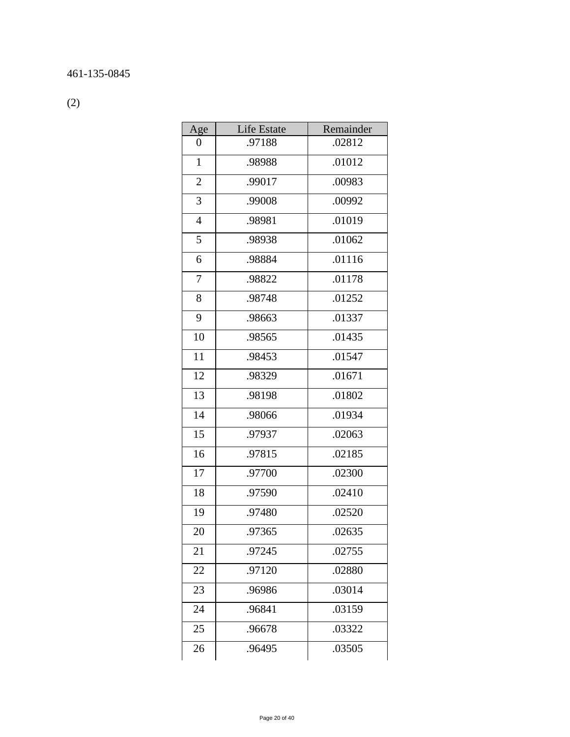461-135-0845

(2)

| Age | Life Estate | Remainder |
|---|---|---|
| 0 | .97188 | .02812 |
| 1 | .98988 | .01012 |
| 2 | .99017 | .00983 |
| 3 | .99008 | .00992 |
| 4 | .98981 | .01019 |
| 5 | .98938 | .01062 |
| 6 | .98884 | .01116 |
| 7 | .98822 | .01178 |
| 8 | .98748 | .01252 |
| 9 | .98663 | .01337 |
| 10 | .98565 | .01435 |
| 11 | .98453 | .01547 |
| 12 | .98329 | .01671 |
| 13 | .98198 | .01802 |
| 14 | .98066 | .01934 |
| 15 | .97937 | .02063 |
| 16 | .97815 | .02185 |
| 17 | .97700 | .02300 |
| 18 | .97590 | .02410 |
| 19 | .97480 | .02520 |
| 20 | .97365 | .02635 |
| 21 | .97245 | .02755 |
| 22 | .97120 | .02880 |
| 23 | .96986 | .03014 |
| 24 | .96841 | .03159 |
| 25 | .96678 | .03322 |
| 26 | .96495 | .03505 |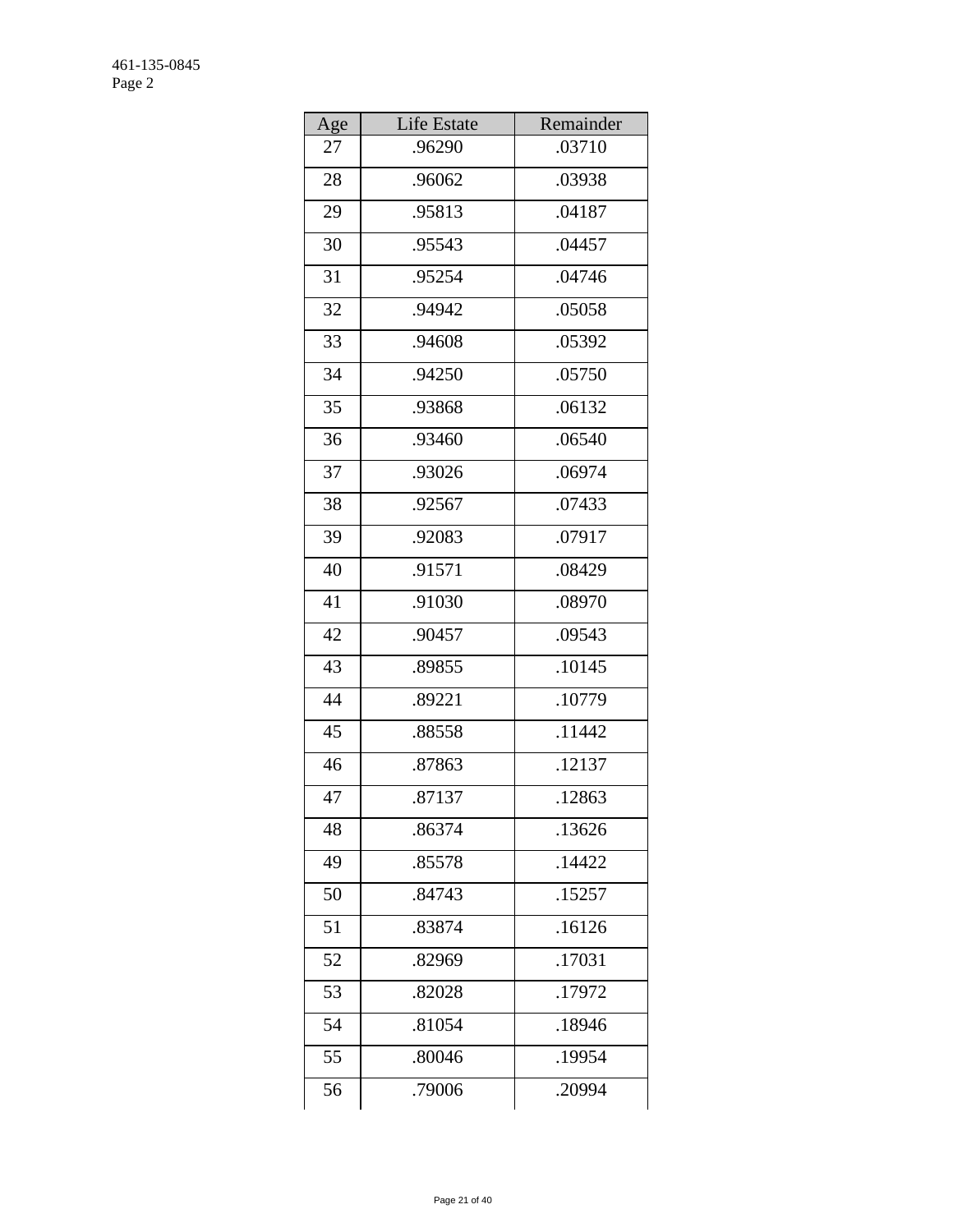| Age | Life Estate | Remainder |
|---|---|---|
| 27 | .96290 | .03710 |
| 28 | .96062 | .03938 |
| 29 | .95813 | .04187 |
| 30 | .95543 | .04457 |
| 31 | .95254 | .04746 |
| 32 | .94942 | .05058 |
| 33 | .94608 | .05392 |
| 34 | .94250 | .05750 |
| 35 | .93868 | .06132 |
| 36 | .93460 | .06540 |
| 37 | .93026 | .06974 |
| 38 | .92567 | .07433 |
| 39 | .92083 | .07917 |
| 40 | .91571 | .08429 |
| 41 | .91030 | .08970 |
| 42 | .90457 | .09543 |
| 43 | .89855 | .10145 |
| 44 | .89221 | .10779 |
| 45 | .88558 | .11442 |
| 46 | .87863 | .12137 |
| 47 | .87137 | .12863 |
| 48 | .86374 | .13626 |
| 49 | .85578 | .14422 |
| 50 | .84743 | .15257 |
| 51 | .83874 | .16126 |
| 52 | .82969 | .17031 |
| 53 | .82028 | .17972 |
| 54 | .81054 | .18946 |
| 55 | .80046 | .19954 |
| 56 | .79006 | .20994 |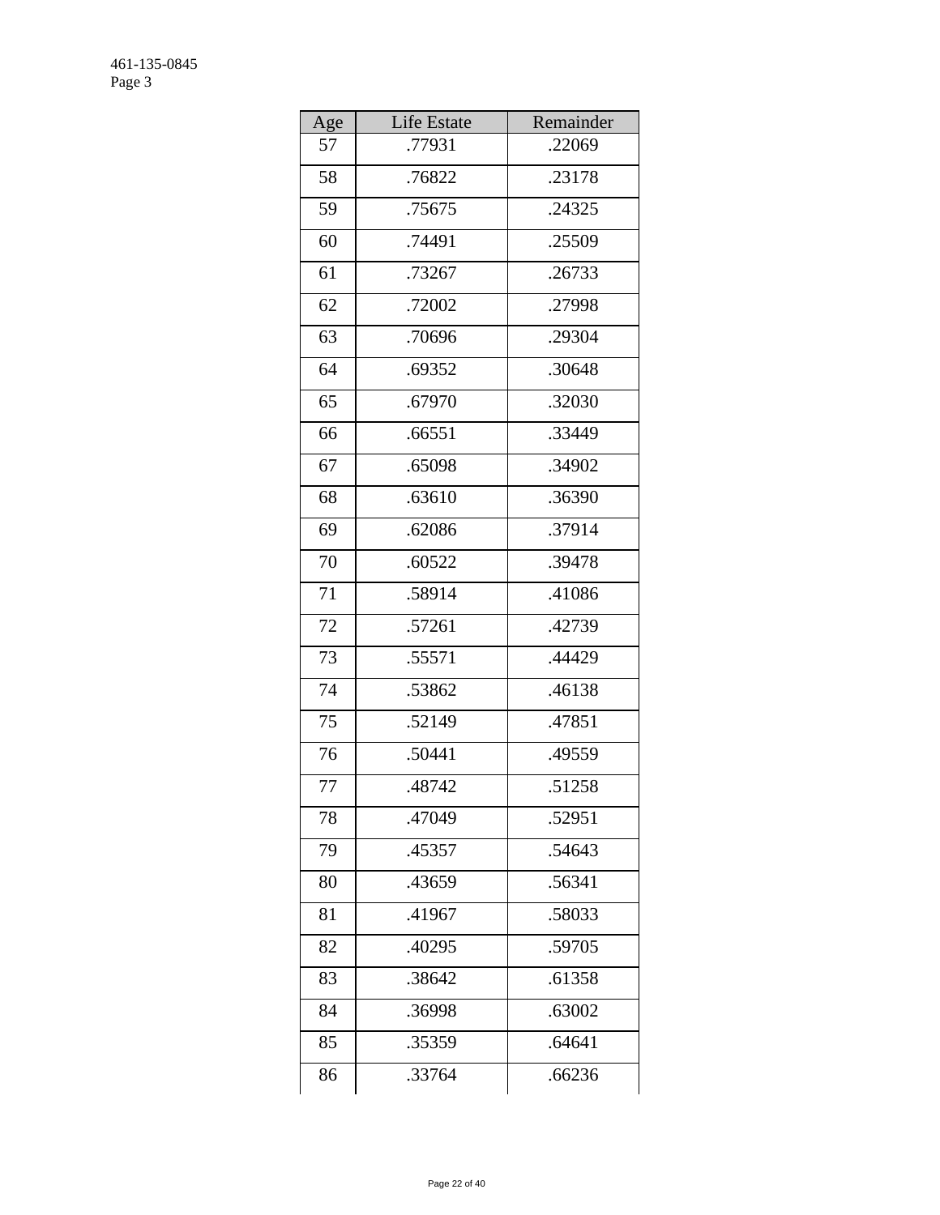| Age | Life Estate | Remainder |
|---|---|---|
| 57 | .77931 | .22069 |
| 58 | .76822 | .23178 |
| 59 | .75675 | .24325 |
| 60 | .74491 | .25509 |
| 61 | .73267 | .26733 |
| 62 | .72002 | .27998 |
| 63 | .70696 | .29304 |
| 64 | .69352 | .30648 |
| 65 | .67970 | .32030 |
| 66 | .66551 | .33449 |
| 67 | .65098 | .34902 |
| 68 | .63610 | .36390 |
| 69 | .62086 | .37914 |
| 70 | .60522 | .39478 |
| 71 | .58914 | .41086 |
| 72 | .57261 | .42739 |
| 73 | .55571 | .44429 |
| 74 | .53862 | .46138 |
| 75 | .52149 | .47851 |
| 76 | .50441 | .49559 |
| 77 | .48742 | .51258 |
| 78 | .47049 | .52951 |
| 79 | .45357 | .54643 |
| 80 | .43659 | .56341 |
| 81 | .41967 | .58033 |
| 82 | .40295 | .59705 |
| 83 | .38642 | .61358 |
| 84 | .36998 | .63002 |
| 85 | .35359 | .64641 |
| 86 | .33764 | .66236 |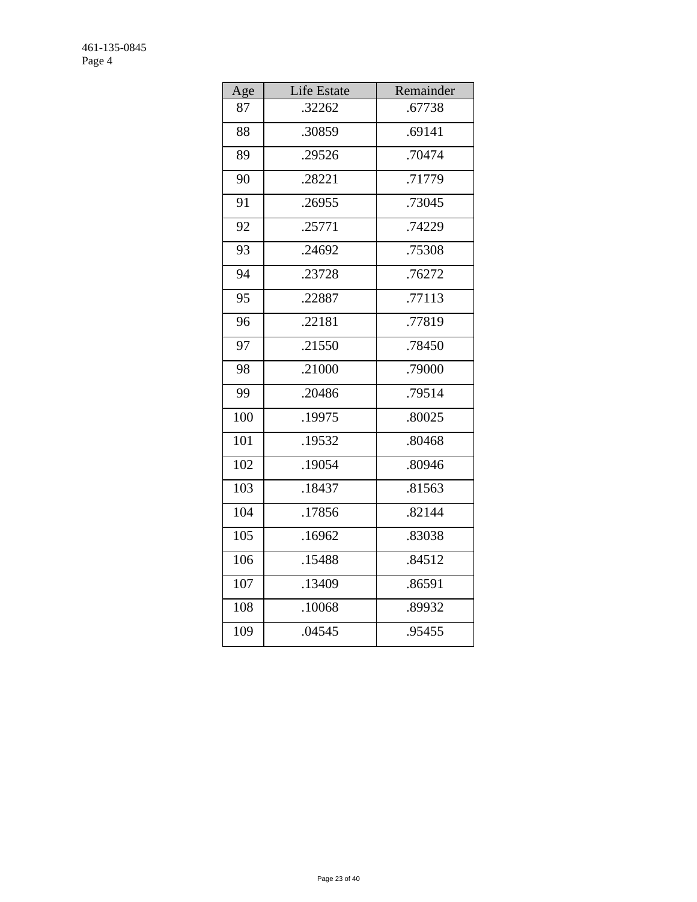| Age | Life Estate | Remainder |
|---|---|---|
| 87 | .32262 | .67738 |
| 88 | .30859 | .69141 |
| 89 | .29526 | .70474 |
| 90 | .28221 | .71779 |
| 91 | .26955 | .73045 |
| 92 | .25771 | .74229 |
| 93 | .24692 | .75308 |
| 94 | .23728 | .76272 |
| 95 | .22887 | .77113 |
| 96 | .22181 | .77819 |
| 97 | .21550 | .78450 |
| 98 | .21000 | .79000 |
| 99 | .20486 | .79514 |
| 100 | .19975 | .80025 |
| 101 | .19532 | .80468 |
| 102 | .19054 | .80946 |
| 103 | .18437 | .81563 |
| 104 | .17856 | .82144 |
| 105 | .16962 | .83038 |
| 106 | .15488 | .84512 |
| 107 | .13409 | .86591 |
| 108 | .10068 | .89932 |
| 109 | .04545 | .95455 |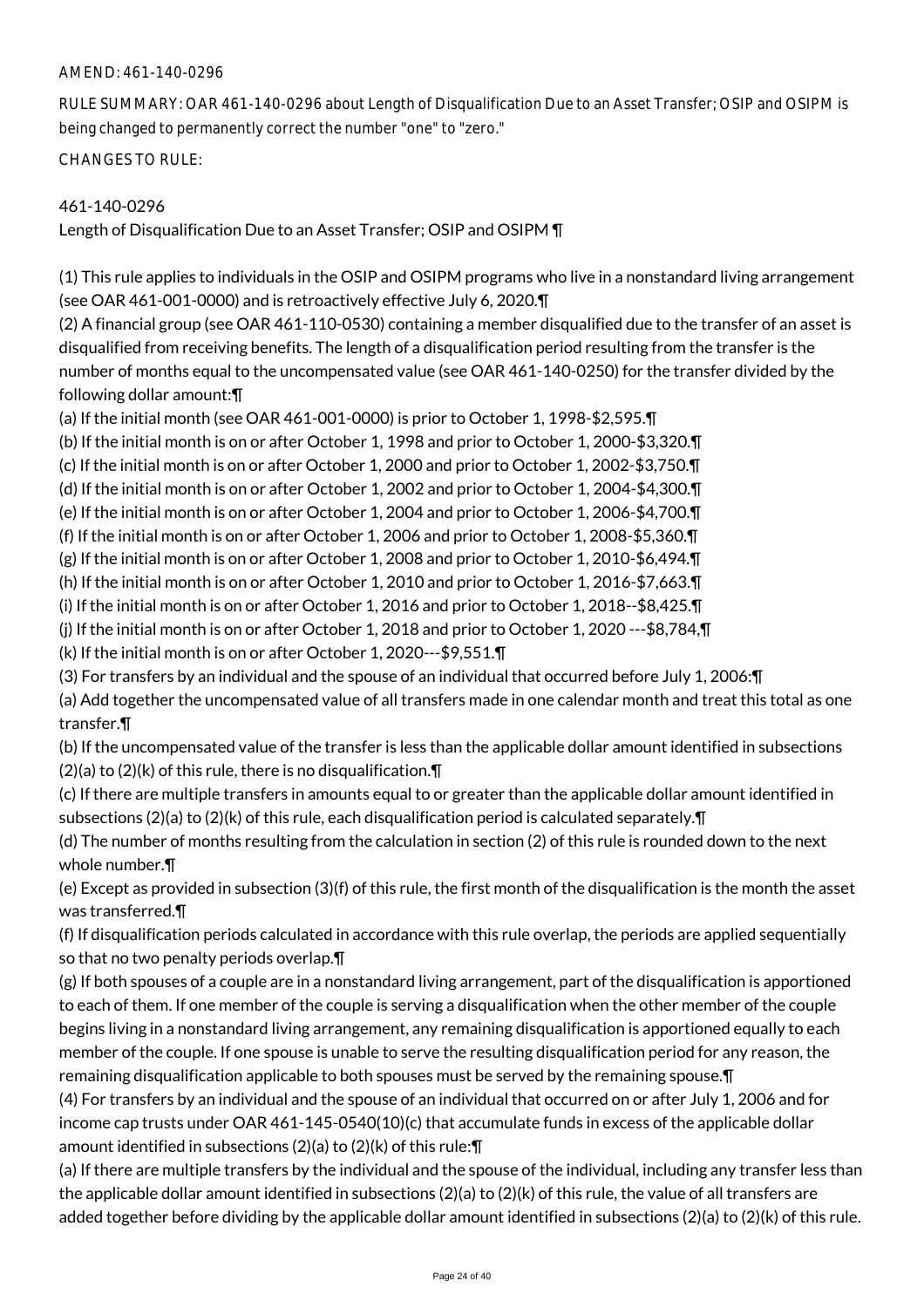AMEND: 461-140-0296

RULE SUMMARY: OAR 461-140-0296 about Length of Disqualification Due to an Asset Transfer; OSIP and OSIPM is being changed to permanently correct the number "one" to "zero."

CHANGES TO RULE:

461-140-0296
Length of Disqualification Due to an Asset Transfer; OSIP and OSIPM ¶

(1) This rule applies to individuals in the OSIP and OSIPM programs who live in a nonstandard living arrangement (see OAR 461-001-0000) and is retroactively effective July 6, 2020.¶
(2) A financial group (see OAR 461-110-0530) containing a member disqualified due to the transfer of an asset is disqualified from receiving benefits. The length of a disqualification period resulting from the transfer is the number of months equal to the uncompensated value (see OAR 461-140-0250) for the transfer divided by the following dollar amount:¶
(a) If the initial month (see OAR 461-001-0000) is prior to October 1, 1998-$2,595.¶
(b) If the initial month is on or after October 1, 1998 and prior to October 1, 2000-$3,320.¶
(c) If the initial month is on or after October 1, 2000 and prior to October 1, 2002-$3,750.¶
(d) If the initial month is on or after October 1, 2002 and prior to October 1, 2004-$4,300.¶
(e) If the initial month is on or after October 1, 2004 and prior to October 1, 2006-$4,700.¶
(f) If the initial month is on or after October 1, 2006 and prior to October 1, 2008-$5,360.¶
(g) If the initial month is on or after October 1, 2008 and prior to October 1, 2010-$6,494.¶
(h) If the initial month is on or after October 1, 2010 and prior to October 1, 2016-$7,663.¶
(i) If the initial month is on or after October 1, 2016 and prior to October 1, 2018--$8,425.¶
(j) If the initial month is on or after October 1, 2018 and prior to October 1, 2020 ---$8,784,¶
(k) If the initial month is on or after October 1, 2020---$9,551.¶
(3) For transfers by an individual and the spouse of an individual that occurred before July 1, 2006:¶
(a) Add together the uncompensated value of all transfers made in one calendar month and treat this total as one transfer.¶
(b) If the uncompensated value of the transfer is less than the applicable dollar amount identified in subsections (2)(a) to (2)(k) of this rule, there is no disqualification.¶
(c) If there are multiple transfers in amounts equal to or greater than the applicable dollar amount identified in subsections (2)(a) to (2)(k) of this rule, each disqualification period is calculated separately.¶
(d) The number of months resulting from the calculation in section (2) of this rule is rounded down to the next whole number.¶
(e) Except as provided in subsection (3)(f) of this rule, the first month of the disqualification is the month the asset was transferred.¶
(f) If disqualification periods calculated in accordance with this rule overlap, the periods are applied sequentially so that no two penalty periods overlap.¶
(g) If both spouses of a couple are in a nonstandard living arrangement, part of the disqualification is apportioned to each of them. If one member of the couple is serving a disqualification when the other member of the couple begins living in a nonstandard living arrangement, any remaining disqualification is apportioned equally to each member of the couple. If one spouse is unable to serve the resulting disqualification period for any reason, the remaining disqualification applicable to both spouses must be served by the remaining spouse.¶
(4) For transfers by an individual and the spouse of an individual that occurred on or after July 1, 2006 and for income cap trusts under OAR 461-145-0540(10)(c) that accumulate funds in excess of the applicable dollar amount identified in subsections (2)(a) to (2)(k) of this rule:¶
(a) If there are multiple transfers by the individual and the spouse of the individual, including any transfer less than the applicable dollar amount identified in subsections (2)(a) to (2)(k) of this rule, the value of all transfers are added together before dividing by the applicable dollar amount identified in subsections (2)(a) to (2)(k) of this rule.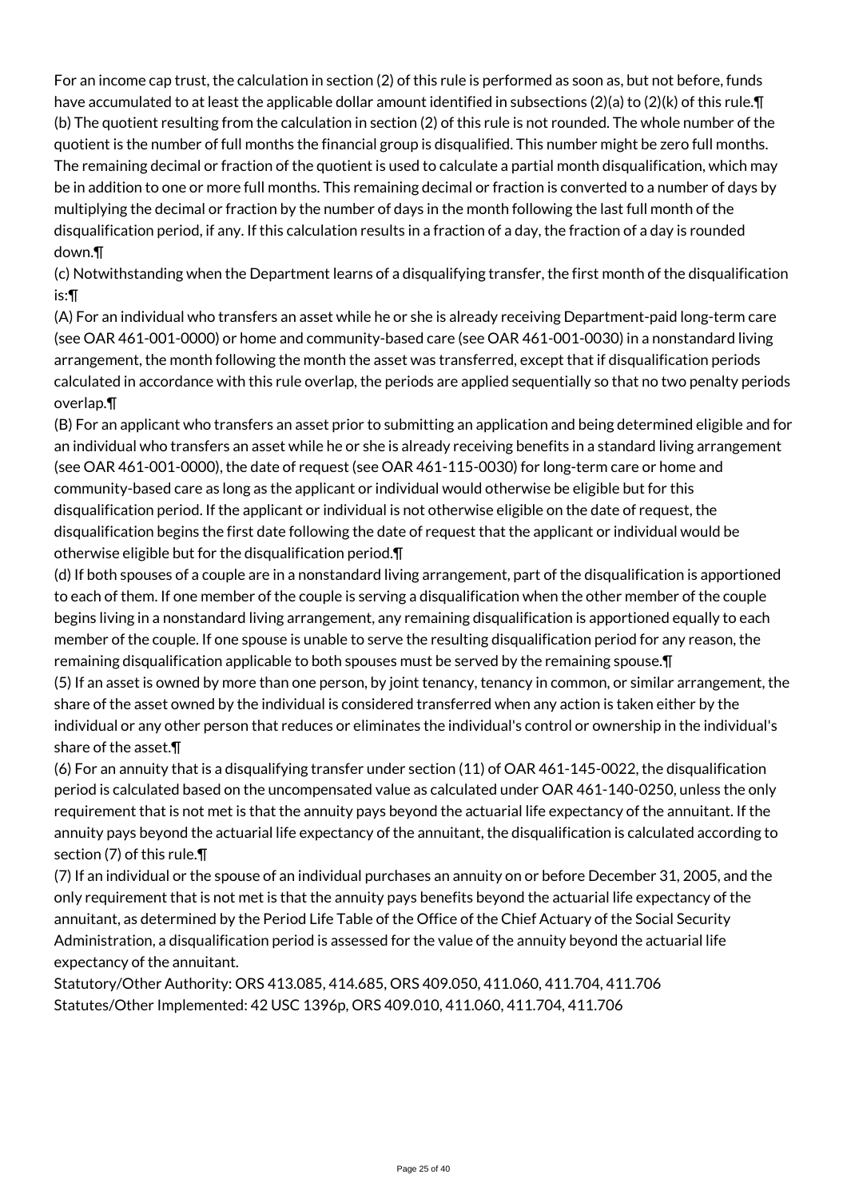For an income cap trust, the calculation in section (2) of this rule is performed as soon as, but not before, funds have accumulated to at least the applicable dollar amount identified in subsections (2)(a) to (2)(k) of this rule.¶
(b) The quotient resulting from the calculation in section (2) of this rule is not rounded. The whole number of the quotient is the number of full months the financial group is disqualified. This number might be zero full months. The remaining decimal or fraction of the quotient is used to calculate a partial month disqualification, which may be in addition to one or more full months. This remaining decimal or fraction is converted to a number of days by multiplying the decimal or fraction by the number of days in the month following the last full month of the disqualification period, if any. If this calculation results in a fraction of a day, the fraction of a day is rounded down.¶
(c) Notwithstanding when the Department learns of a disqualifying transfer, the first month of the disqualification is:¶
(A) For an individual who transfers an asset while he or she is already receiving Department-paid long-term care (see OAR 461-001-0000) or home and community-based care (see OAR 461-001-0030) in a nonstandard living arrangement, the month following the month the asset was transferred, except that if disqualification periods calculated in accordance with this rule overlap, the periods are applied sequentially so that no two penalty periods overlap.¶
(B) For an applicant who transfers an asset prior to submitting an application and being determined eligible and for an individual who transfers an asset while he or she is already receiving benefits in a standard living arrangement (see OAR 461-001-0000), the date of request (see OAR 461-115-0030) for long-term care or home and community-based care as long as the applicant or individual would otherwise be eligible but for this disqualification period. If the applicant or individual is not otherwise eligible on the date of request, the disqualification begins the first date following the date of request that the applicant or individual would be otherwise eligible but for the disqualification period.¶
(d) If both spouses of a couple are in a nonstandard living arrangement, part of the disqualification is apportioned to each of them. If one member of the couple is serving a disqualification when the other member of the couple begins living in a nonstandard living arrangement, any remaining disqualification is apportioned equally to each member of the couple. If one spouse is unable to serve the resulting disqualification period for any reason, the remaining disqualification applicable to both spouses must be served by the remaining spouse.¶
(5) If an asset is owned by more than one person, by joint tenancy, tenancy in common, or similar arrangement, the share of the asset owned by the individual is considered transferred when any action is taken either by the individual or any other person that reduces or eliminates the individual's control or ownership in the individual's share of the asset.¶
(6) For an annuity that is a disqualifying transfer under section (11) of OAR 461-145-0022, the disqualification period is calculated based on the uncompensated value as calculated under OAR 461-140-0250, unless the only requirement that is not met is that the annuity pays beyond the actuarial life expectancy of the annuitant. If the annuity pays beyond the actuarial life expectancy of the annuitant, the disqualification is calculated according to section (7) of this rule.¶
(7) If an individual or the spouse of an individual purchases an annuity on or before December 31, 2005, and the only requirement that is not met is that the annuity pays benefits beyond the actuarial life expectancy of the annuitant, as determined by the Period Life Table of the Office of the Chief Actuary of the Social Security Administration, a disqualification period is assessed for the value of the annuity beyond the actuarial life expectancy of the annuitant.
Statutory/Other Authority: ORS 413.085, 414.685, ORS 409.050, 411.060, 411.704, 411.706
Statutes/Other Implemented: 42 USC 1396p, ORS 409.010, 411.060, 411.704, 411.706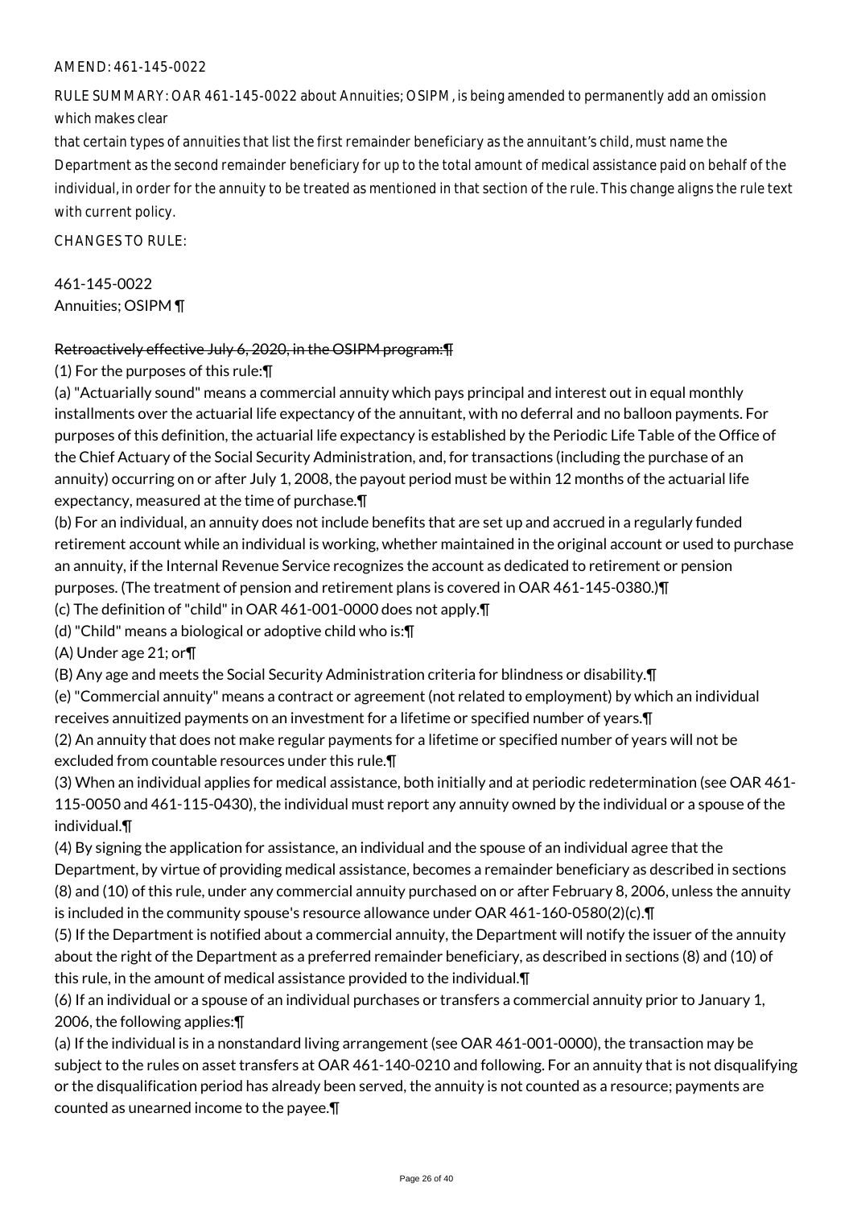AMEND: 461-145-0022

RULE SUMMARY: OAR 461-145-0022 about Annuities; OSIPM, is being amended to permanently add an omission which makes clear
that certain types of annuities that list the first remainder beneficiary as the annuitant's child, must name the Department as the second remainder beneficiary for up to the total amount of medical assistance paid on behalf of the individual, in order for the annuity to be treated as mentioned in that section of the rule. This change aligns the rule text with current policy.

CHANGES TO RULE:

461-145-0022
Annuities; OSIPM ¶

~~Retroactively effective July 6, 2020, in the OSIPM program:¶~~

(1) For the purposes of this rule:¶

(a) "Actuarially sound" means a commercial annuity which pays principal and interest out in equal monthly installments over the actuarial life expectancy of the annuitant, with no deferral and no balloon payments. For purposes of this definition, the actuarial life expectancy is established by the Periodic Life Table of the Office of the Chief Actuary of the Social Security Administration, and, for transactions (including the purchase of an annuity) occurring on or after July 1, 2008, the payout period must be within 12 months of the actuarial life expectancy, measured at the time of purchase.¶

(b) For an individual, an annuity does not include benefits that are set up and accrued in a regularly funded retirement account while an individual is working, whether maintained in the original account or used to purchase an annuity, if the Internal Revenue Service recognizes the account as dedicated to retirement or pension purposes. (The treatment of pension and retirement plans is covered in OAR 461-145-0380.)¶

(c) The definition of "child" in OAR 461-001-0000 does not apply.¶

(d) "Child" means a biological or adoptive child who is:¶

(A) Under age 21; or¶

(B) Any age and meets the Social Security Administration criteria for blindness or disability.¶

(e) "Commercial annuity" means a contract or agreement (not related to employment) by which an individual receives annuitized payments on an investment for a lifetime or specified number of years.¶

(2) An annuity that does not make regular payments for a lifetime or specified number of years will not be excluded from countable resources under this rule.¶

(3) When an individual applies for medical assistance, both initially and at periodic redetermination (see OAR 461-115-0050 and 461-115-0430), the individual must report any annuity owned by the individual or a spouse of the individual.¶

(4) By signing the application for assistance, an individual and the spouse of an individual agree that the Department, by virtue of providing medical assistance, becomes a remainder beneficiary as described in sections (8) and (10) of this rule, under any commercial annuity purchased on or after February 8, 2006, unless the annuity is included in the community spouse's resource allowance under OAR 461-160-0580(2)(c).¶

(5) If the Department is notified about a commercial annuity, the Department will notify the issuer of the annuity about the right of the Department as a preferred remainder beneficiary, as described in sections (8) and (10) of this rule, in the amount of medical assistance provided to the individual.¶

(6) If an individual or a spouse of an individual purchases or transfers a commercial annuity prior to January 1, 2006, the following applies:¶

(a) If the individual is in a nonstandard living arrangement (see OAR 461-001-0000), the transaction may be subject to the rules on asset transfers at OAR 461-140-0210 and following. For an annuity that is not disqualifying or the disqualification period has already been served, the annuity is not counted as a resource; payments are counted as unearned income to the payee.¶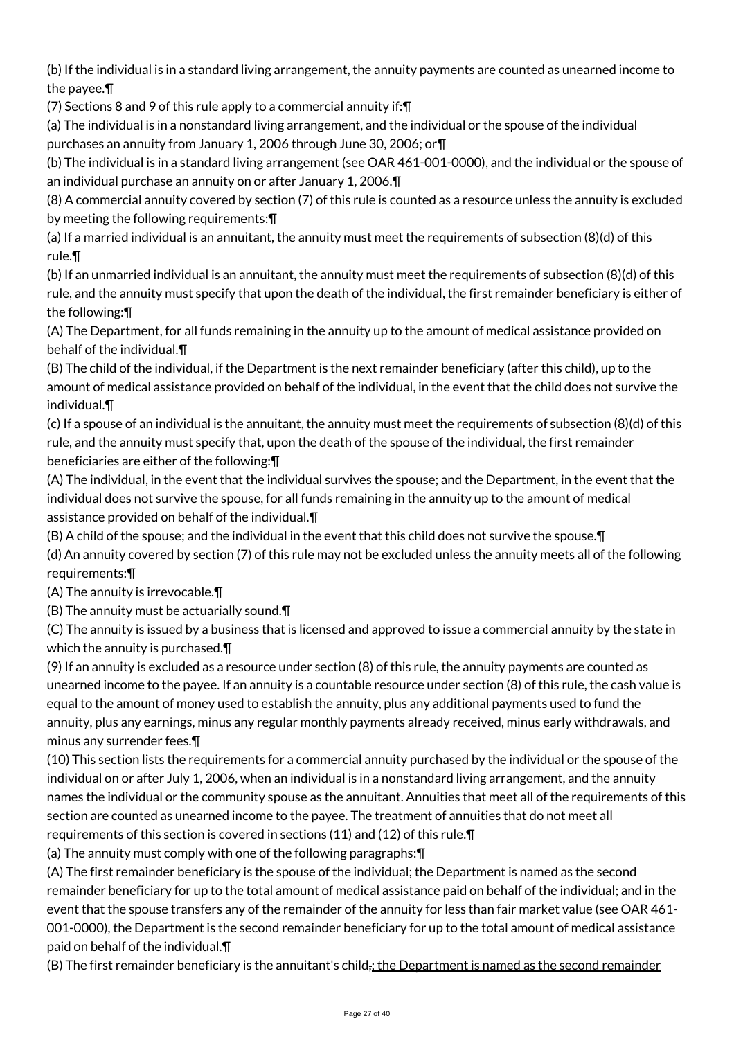(b) If the individual is in a standard living arrangement, the annuity payments are counted as unearned income to the payee.¶

(7) Sections 8 and 9 of this rule apply to a commercial annuity if:¶

(a) The individual is in a nonstandard living arrangement, and the individual or the spouse of the individual purchases an annuity from January 1, 2006 through June 30, 2006; or¶

(b) The individual is in a standard living arrangement (see OAR 461-001-0000), and the individual or the spouse of an individual purchase an annuity on or after January 1, 2006.¶

(8) A commercial annuity covered by section (7) of this rule is counted as a resource unless the annuity is excluded by meeting the following requirements:¶

(a) If a married individual is an annuitant, the annuity must meet the requirements of subsection (8)(d) of this rule.¶

(b) If an unmarried individual is an annuitant, the annuity must meet the requirements of subsection (8)(d) of this rule, and the annuity must specify that upon the death of the individual, the first remainder beneficiary is either of the following:¶

(A) The Department, for all funds remaining in the annuity up to the amount of medical assistance provided on behalf of the individual.¶

(B) The child of the individual, if the Department is the next remainder beneficiary (after this child), up to the amount of medical assistance provided on behalf of the individual, in the event that the child does not survive the individual.¶

(c) If a spouse of an individual is the annuitant, the annuity must meet the requirements of subsection (8)(d) of this rule, and the annuity must specify that, upon the death of the spouse of the individual, the first remainder beneficiaries are either of the following:¶

(A) The individual, in the event that the individual survives the spouse; and the Department, in the event that the individual does not survive the spouse, for all funds remaining in the annuity up to the amount of medical assistance provided on behalf of the individual.¶

(B) A child of the spouse; and the individual in the event that this child does not survive the spouse.¶

(d) An annuity covered by section (7) of this rule may not be excluded unless the annuity meets all of the following requirements:¶

(A) The annuity is irrevocable.¶

(B) The annuity must be actuarially sound.¶

(C) The annuity is issued by a business that is licensed and approved to issue a commercial annuity by the state in which the annuity is purchased.¶

(9) If an annuity is excluded as a resource under section (8) of this rule, the annuity payments are counted as unearned income to the payee. If an annuity is a countable resource under section (8) of this rule, the cash value is equal to the amount of money used to establish the annuity, plus any additional payments used to fund the annuity, plus any earnings, minus any regular monthly payments already received, minus early withdrawals, and minus any surrender fees.¶

(10) This section lists the requirements for a commercial annuity purchased by the individual or the spouse of the individual on or after July 1, 2006, when an individual is in a nonstandard living arrangement, and the annuity names the individual or the community spouse as the annuitant. Annuities that meet all of the requirements of this section are counted as unearned income to the payee. The treatment of annuities that do not meet all requirements of this section is covered in sections (11) and (12) of this rule.¶

(a) The annuity must comply with one of the following paragraphs:¶

(A) The first remainder beneficiary is the spouse of the individual; the Department is named as the second remainder beneficiary for up to the total amount of medical assistance paid on behalf of the individual; and in the event that the spouse transfers any of the remainder of the annuity for less than fair market value (see OAR 461-001-0000), the Department is the second remainder beneficiary for up to the total amount of medical assistance paid on behalf of the individual.¶

(B) The first remainder beneficiary is the annuitant's child, ; the Department is named as the second remainder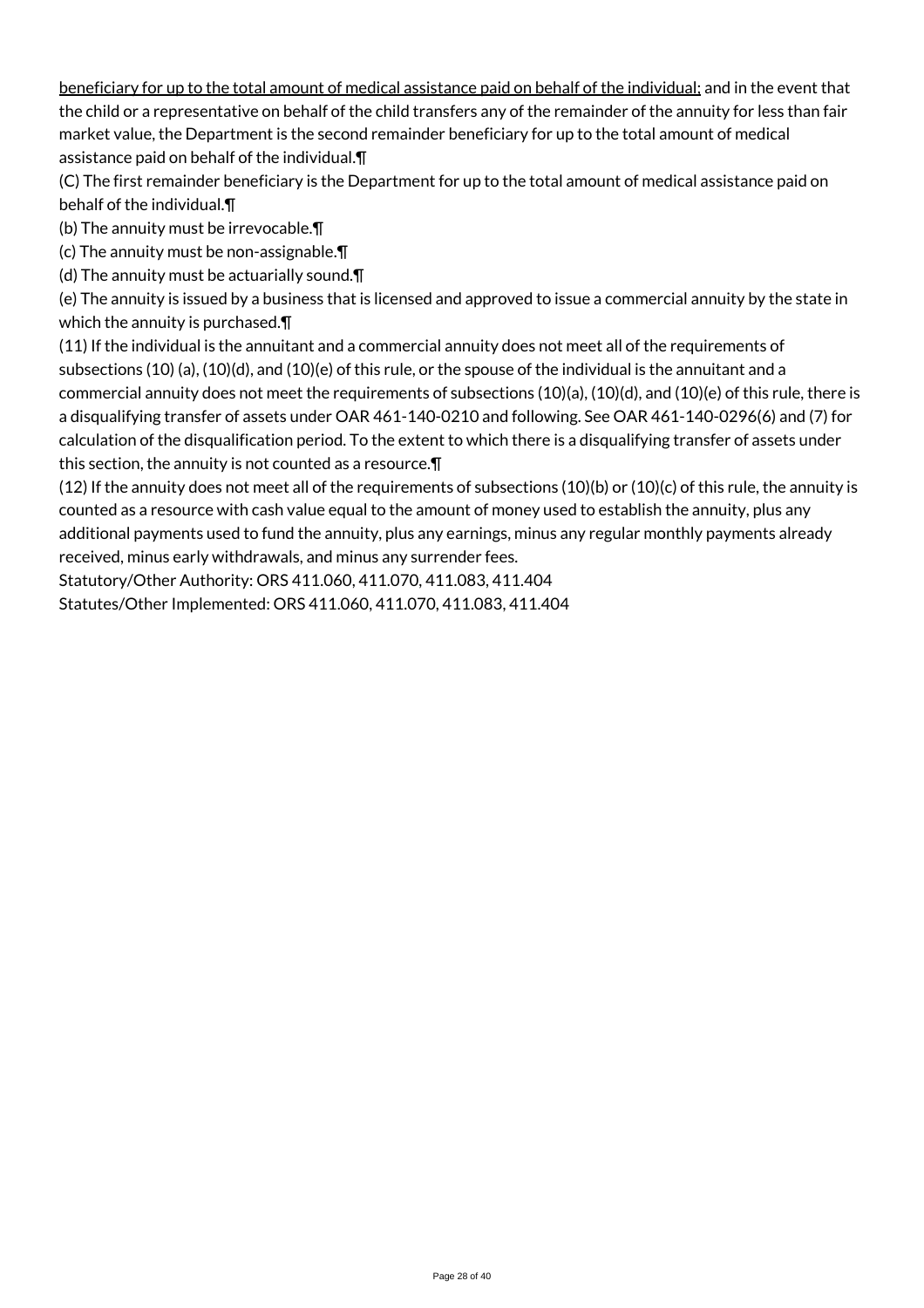beneficiary for up to the total amount of medical assistance paid on behalf of the individual; and in the event that the child or a representative on behalf of the child transfers any of the remainder of the annuity for less than fair market value, the Department is the second remainder beneficiary for up to the total amount of medical assistance paid on behalf of the individual.¶

(C) The first remainder beneficiary is the Department for up to the total amount of medical assistance paid on behalf of the individual.¶

(b) The annuity must be irrevocable.¶

(c) The annuity must be non-assignable.¶

(d) The annuity must be actuarially sound.¶

(e) The annuity is issued by a business that is licensed and approved to issue a commercial annuity by the state in which the annuity is purchased.¶

(11) If the individual is the annuitant and a commercial annuity does not meet all of the requirements of subsections (10) (a), (10)(d), and (10)(e) of this rule, or the spouse of the individual is the annuitant and a commercial annuity does not meet the requirements of subsections (10)(a), (10)(d), and (10)(e) of this rule, there is a disqualifying transfer of assets under OAR 461-140-0210 and following. See OAR 461-140-0296(6) and (7) for calculation of the disqualification period. To the extent to which there is a disqualifying transfer of assets under this section, the annuity is not counted as a resource.¶

(12) If the annuity does not meet all of the requirements of subsections (10)(b) or (10)(c) of this rule, the annuity is counted as a resource with cash value equal to the amount of money used to establish the annuity, plus any additional payments used to fund the annuity, plus any earnings, minus any regular monthly payments already received, minus early withdrawals, and minus any surrender fees.

Statutory/Other Authority: ORS 411.060, 411.070, 411.083, 411.404

Statutes/Other Implemented: ORS 411.060, 411.070, 411.083, 411.404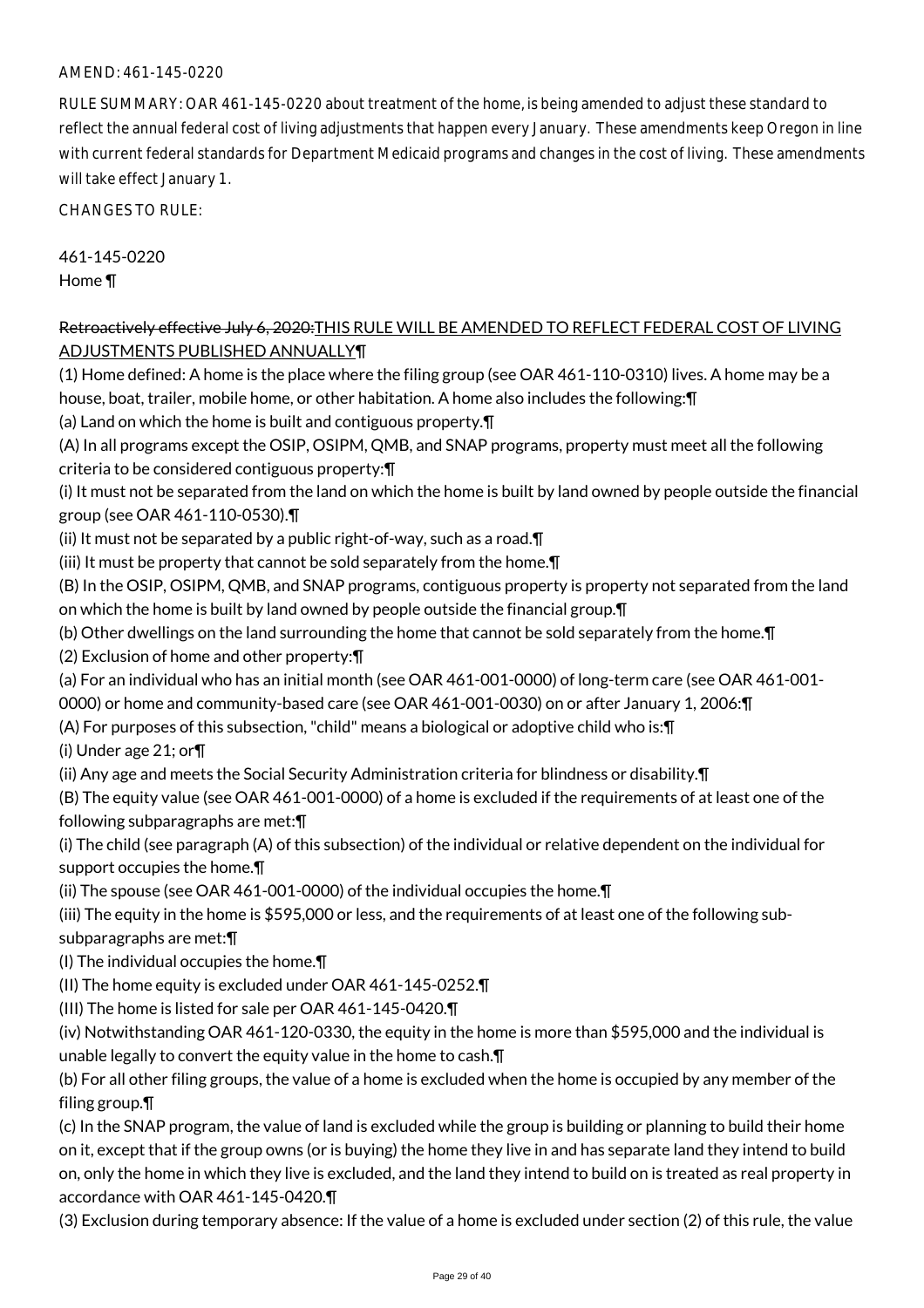AMEND: 461-145-0220

RULE SUMMARY: OAR 461-145-0220 about treatment of the home, is being amended to adjust these standard to reflect the annual federal cost of living adjustments that happen every January. These amendments keep Oregon in line with current federal standards for Department Medicaid programs and changes in the cost of living. These amendments will take effect January 1.

CHANGES TO RULE:

461-145-0220
Home ¶

~~Retroactively effective July 6, 2020:~~THIS RULE WILL BE AMENDED TO REFLECT FEDERAL COST OF LIVING ADJUSTMENTS PUBLISHED ANNUALLY¶

(1) Home defined: A home is the place where the filing group (see OAR 461-110-0310) lives. A home may be a house, boat, trailer, mobile home, or other habitation. A home also includes the following:¶

(a) Land on which the home is built and contiguous property.¶

(A) In all programs except the OSIP, OSIPM, QMB, and SNAP programs, property must meet all the following criteria to be considered contiguous property:¶

(i) It must not be separated from the land on which the home is built by land owned by people outside the financial group (see OAR 461-110-0530).¶

(ii) It must not be separated by a public right-of-way, such as a road.¶

(iii) It must be property that cannot be sold separately from the home.¶

(B) In the OSIP, OSIPM, QMB, and SNAP programs, contiguous property is property not separated from the land on which the home is built by land owned by people outside the financial group.¶

(b) Other dwellings on the land surrounding the home that cannot be sold separately from the home.¶

(2) Exclusion of home and other property:¶

(a) For an individual who has an initial month (see OAR 461-001-0000) of long-term care (see OAR 461-001-0000) or home and community-based care (see OAR 461-001-0030) on or after January 1, 2006:¶

(A) For purposes of this subsection, "child" means a biological or adoptive child who is:¶

(i) Under age 21; or¶

(ii) Any age and meets the Social Security Administration criteria for blindness or disability.¶

(B) The equity value (see OAR 461-001-0000) of a home is excluded if the requirements of at least one of the following subparagraphs are met:¶

(i) The child (see paragraph (A) of this subsection) of the individual or relative dependent on the individual for support occupies the home.¶

(ii) The spouse (see OAR 461-001-0000) of the individual occupies the home.¶

(iii) The equity in the home is $595,000 or less, and the requirements of at least one of the following sub-subparagraphs are met:¶

(I) The individual occupies the home.¶

(II) The home equity is excluded under OAR 461-145-0252.¶

(III) The home is listed for sale per OAR 461-145-0420.¶

(iv) Notwithstanding OAR 461-120-0330, the equity in the home is more than $595,000 and the individual is unable legally to convert the equity value in the home to cash.¶

(b) For all other filing groups, the value of a home is excluded when the home is occupied by any member of the filing group.¶

(c) In the SNAP program, the value of land is excluded while the group is building or planning to build their home on it, except that if the group owns (or is buying) the home they live in and has separate land they intend to build on, only the home in which they live is excluded, and the land they intend to build on is treated as real property in accordance with OAR 461-145-0420.¶

(3) Exclusion during temporary absence: If the value of a home is excluded under section (2) of this rule, the value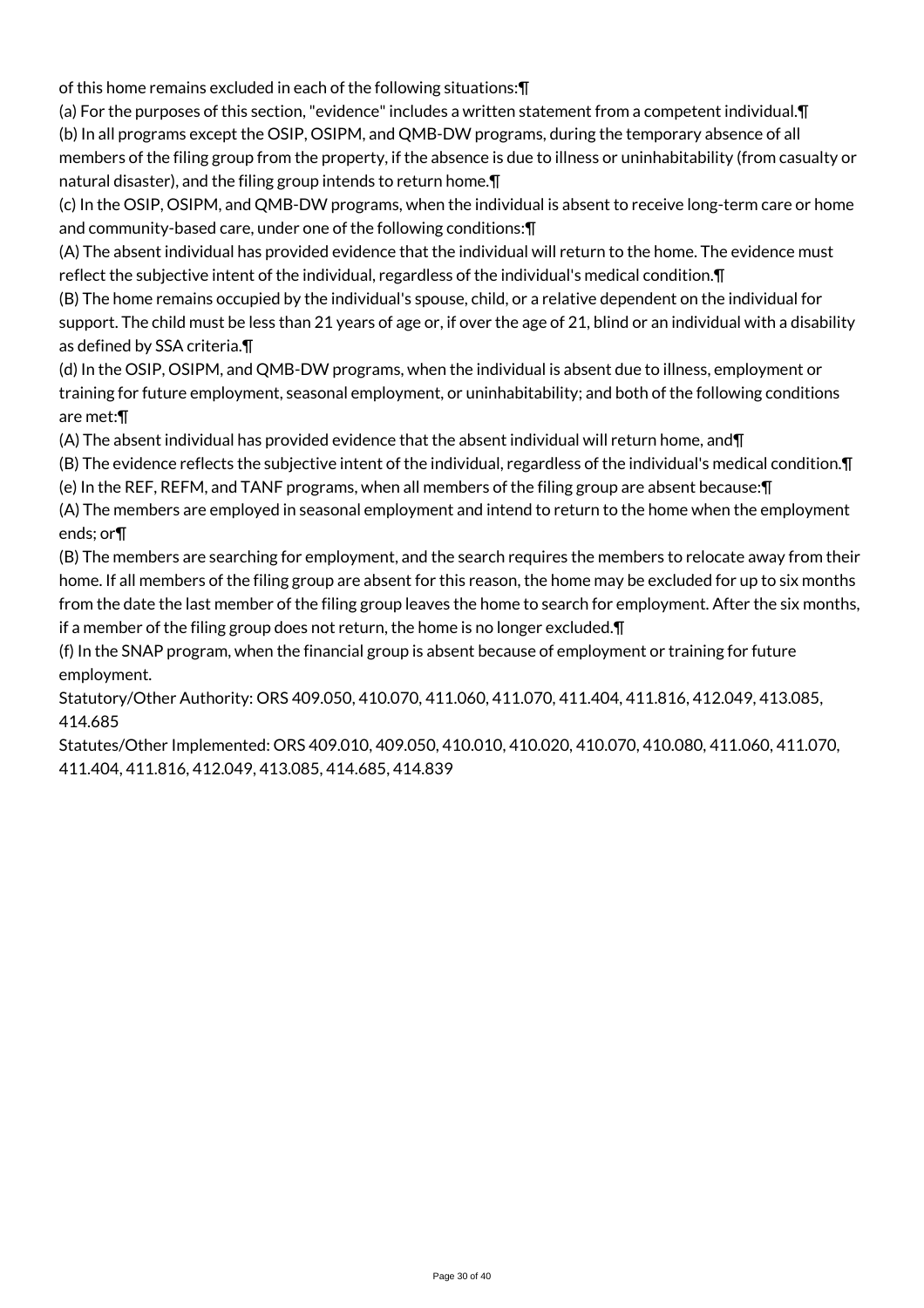of this home remains excluded in each of the following situations:¶

(a) For the purposes of this section, "evidence" includes a written statement from a competent individual.¶

(b) In all programs except the OSIP, OSIPM, and QMB-DW programs, during the temporary absence of all members of the filing group from the property, if the absence is due to illness or uninhabitability (from casualty or natural disaster), and the filing group intends to return home.¶

(c) In the OSIP, OSIPM, and QMB-DW programs, when the individual is absent to receive long-term care or home and community-based care, under one of the following conditions:¶

(A) The absent individual has provided evidence that the individual will return to the home. The evidence must reflect the subjective intent of the individual, regardless of the individual's medical condition.¶

(B) The home remains occupied by the individual's spouse, child, or a relative dependent on the individual for support. The child must be less than 21 years of age or, if over the age of 21, blind or an individual with a disability as defined by SSA criteria.¶

(d) In the OSIP, OSIPM, and QMB-DW programs, when the individual is absent due to illness, employment or training for future employment, seasonal employment, or uninhabitability; and both of the following conditions are met:¶

(A) The absent individual has provided evidence that the absent individual will return home, and¶

(B) The evidence reflects the subjective intent of the individual, regardless of the individual's medical condition.¶

(e) In the REF, REFM, and TANF programs, when all members of the filing group are absent because:¶

(A) The members are employed in seasonal employment and intend to return to the home when the employment ends; or¶

(B) The members are searching for employment, and the search requires the members to relocate away from their home. If all members of the filing group are absent for this reason, the home may be excluded for up to six months from the date the last member of the filing group leaves the home to search for employment. After the six months, if a member of the filing group does not return, the home is no longer excluded.¶

(f) In the SNAP program, when the financial group is absent because of employment or training for future employment.

Statutory/Other Authority: ORS 409.050, 410.070, 411.060, 411.070, 411.404, 411.816, 412.049, 413.085, 414.685

Statutes/Other Implemented: ORS 409.010, 409.050, 410.010, 410.020, 410.070, 410.080, 411.060, 411.070, 411.404, 411.816, 412.049, 413.085, 414.685, 414.839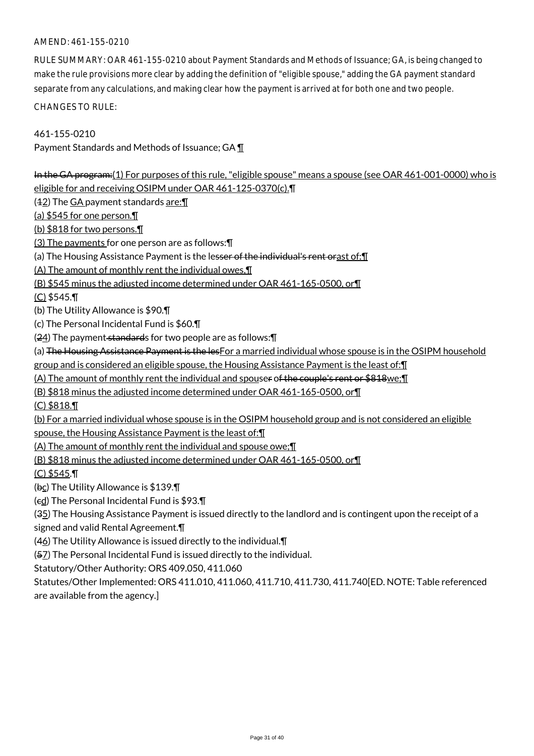AMEND: 461-155-0210

RULE SUMMARY: OAR 461-155-0210 about Payment Standards and Methods of Issuance; GA, is being changed to make the rule provisions more clear by adding the definition of "eligible spouse," adding the GA payment standard separate from any calculations, and making clear how the payment is arrived at for both one and two people.

CHANGES TO RULE:

461-155-0210

Payment Standards and Methods of Issuance; GA ¶

~~In the GA program:~~(1) For purposes of this rule, "eligible spouse" means a spouse (see OAR 461-001-0000) who is eligible for and receiving OSIPM under OAR 461-125-0370(c).¶

(~~1~~2) The GA payment standards are:¶

(a) $545 for one person.¶

(b) $818 for two persons.¶

(3) The payments for one person are as follows:¶

(a) The Housing Assistance Payment is the le~~sser of the individual's rent or~~ast of:¶

(A) The amount of monthly rent the individual owes,¶

(B) $545 minus the adjusted income determined under OAR 461-165-0500, or¶

(C) $545.¶

(b) The Utility Allowance is $90.¶

(c) The Personal Incidental Fund is $60.¶

(~~2~~4) The payment~~ standard~~s for two people are as follows:¶

(a) ~~The Housing Assistance Payment is the les~~For a married individual whose spouse is in the OSIPM household group and is considered an eligible spouse, the Housing Assistance Payment is the least of:¶

(A) The amount of monthly rent the individual and spouse~~r of the couple's rent or $818~~we;¶

(B) $818 minus the adjusted income determined under OAR 461-165-0500, or¶

(C) $818.¶

(b) For a married individual whose spouse is in the OSIPM household group and is not considered an eligible spouse, the Housing Assistance Payment is the least of:¶

(A) The amount of monthly rent the individual and spouse owe;¶

(B) $818 minus the adjusted income determined under OAR 461-165-0500, or¶

(C) $545.¶

(~~b~~c) The Utility Allowance is $139.¶

(~~c~~d) The Personal Incidental Fund is $93.¶

(~~3~~5) The Housing Assistance Payment is issued directly to the landlord and is contingent upon the receipt of a signed and valid Rental Agreement.¶

(~~4~~6) The Utility Allowance is issued directly to the individual.¶

(~~5~~7) The Personal Incidental Fund is issued directly to the individual.

Statutory/Other Authority: ORS 409.050, 411.060

Statutes/Other Implemented: ORS 411.010, 411.060, 411.710, 411.730, 411.740[ED. NOTE: Table referenced are available from the agency.]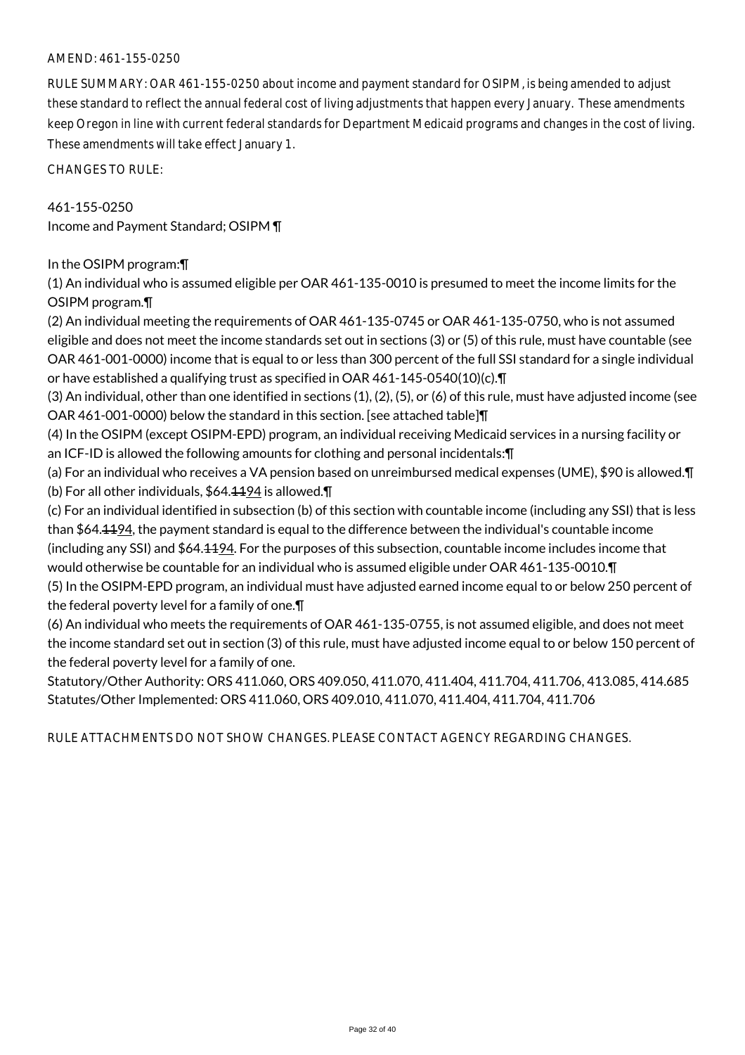AMEND: 461-155-0250

RULE SUMMARY: OAR 461-155-0250 about income and payment standard for OSIPM, is being amended to adjust these standard to reflect the annual federal cost of living adjustments that happen every January. These amendments keep Oregon in line with current federal standards for Department Medicaid programs and changes in the cost of living. These amendments will take effect January 1.

CHANGES TO RULE:

461-155-0250
Income and Payment Standard; OSIPM ¶

In the OSIPM program:¶
(1) An individual who is assumed eligible per OAR 461-135-0010 is presumed to meet the income limits for the OSIPM program.¶
(2) An individual meeting the requirements of OAR 461-135-0745 or OAR 461-135-0750, who is not assumed eligible and does not meet the income standards set out in sections (3) or (5) of this rule, must have countable (see OAR 461-001-0000) income that is equal to or less than 300 percent of the full SSI standard for a single individual or have established a qualifying trust as specified in OAR 461-145-0540(10)(c).¶
(3) An individual, other than one identified in sections (1), (2), (5), or (6) of this rule, must have adjusted income (see OAR 461-001-0000) below the standard in this section. [see attached table]¶
(4) In the OSIPM (except OSIPM-EPD) program, an individual receiving Medicaid services in a nursing facility or an ICF-ID is allowed the following amounts for clothing and personal incidentals:¶
(a) For an individual who receives a VA pension based on unreimbursed medical expenses (UME), $90 is allowed.¶
(b) For all other individuals, $64.~~11~~94 is allowed.¶
(c) For an individual identified in subsection (b) of this section with countable income (including any SSI) that is less than $64.~~11~~94, the payment standard is equal to the difference between the individual's countable income (including any SSI) and $64.~~11~~94. For the purposes of this subsection, countable income includes income that would otherwise be countable for an individual who is assumed eligible under OAR 461-135-0010.¶
(5) In the OSIPM-EPD program, an individual must have adjusted earned income equal to or below 250 percent of the federal poverty level for a family of one.¶
(6) An individual who meets the requirements of OAR 461-135-0755, is not assumed eligible, and does not meet the income standard set out in section (3) of this rule, must have adjusted income equal to or below 150 percent of the federal poverty level for a family of one.
Statutory/Other Authority: ORS 411.060, ORS 409.050, 411.070, 411.404, 411.704, 411.706, 413.085, 414.685
Statutes/Other Implemented: ORS 411.060, ORS 409.010, 411.070, 411.404, 411.704, 411.706

RULE ATTACHMENTS DO NOT SHOW CHANGES. PLEASE CONTACT AGENCY REGARDING CHANGES.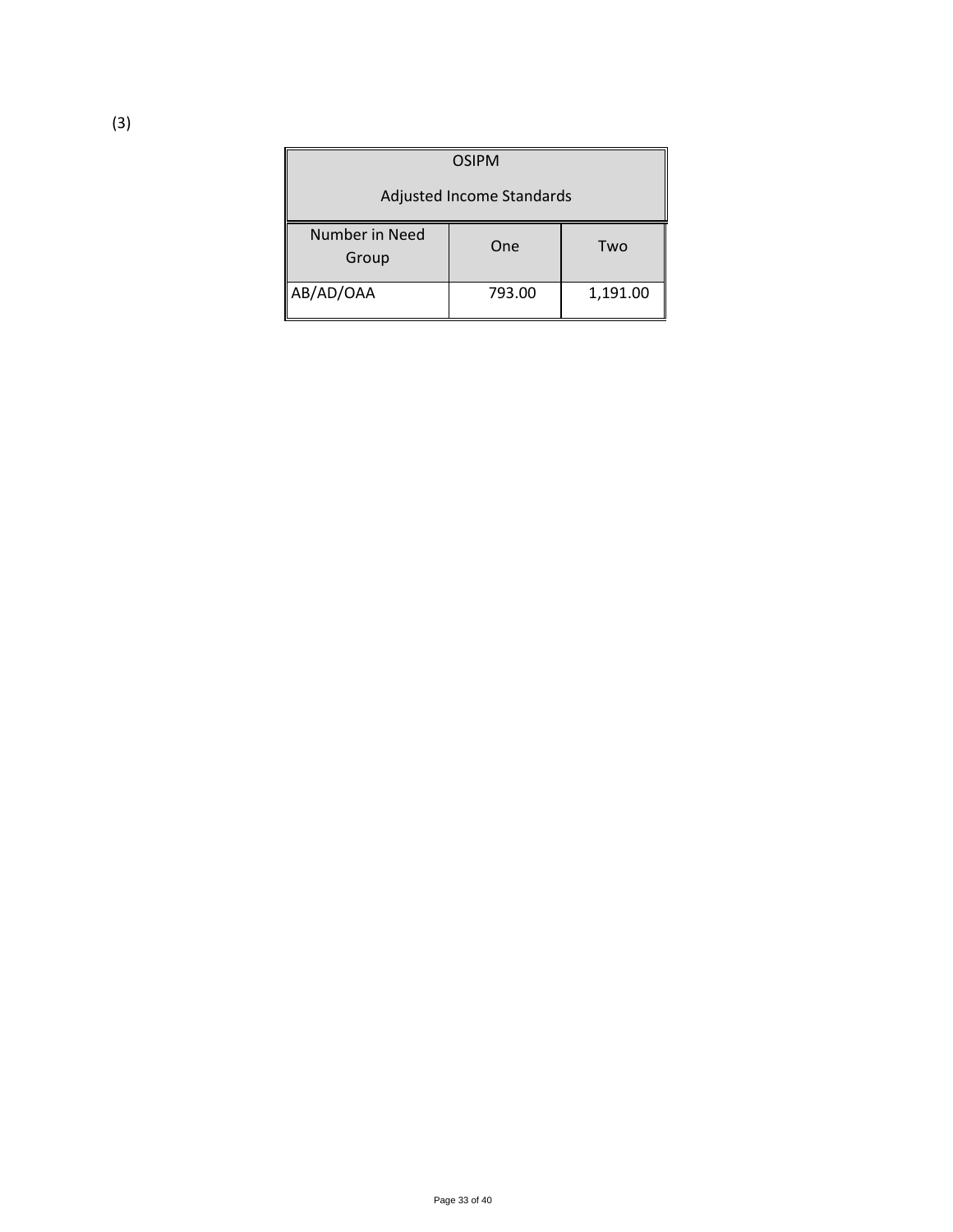(3)

| OSIPM Adjusted Income Standards | | |
|---|---|---|
| Number in Need Group | One | Two |
| AB/AD/OAA | 793.00 | 1,191.00 |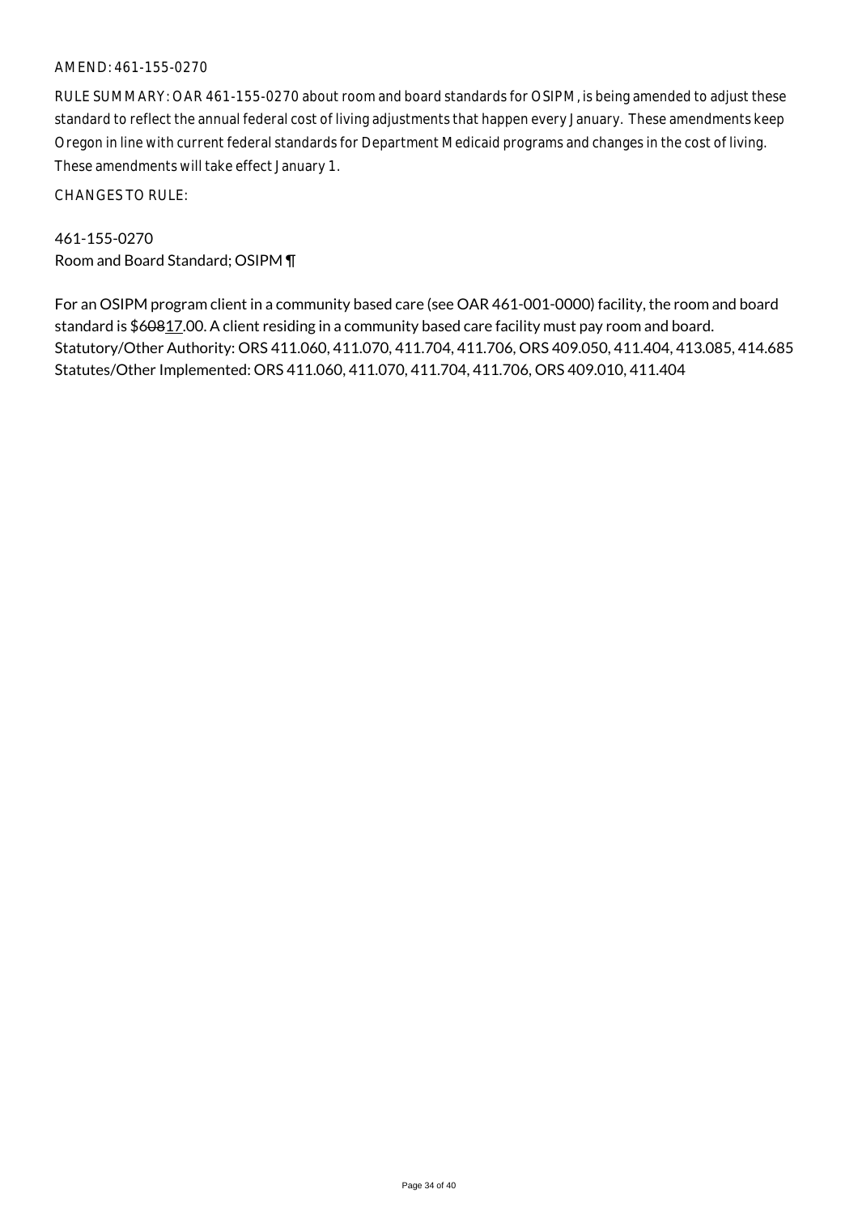AMEND: 461-155-0270

RULE SUMMARY: OAR 461-155-0270 about room and board standards for OSIPM, is being amended to adjust these standard to reflect the annual federal cost of living adjustments that happen every January. These amendments keep Oregon in line with current federal standards for Department Medicaid programs and changes in the cost of living. These amendments will take effect January 1.

CHANGES TO RULE:

461-155-0270
Room and Board Standard; OSIPM ¶

For an OSIPM program client in a community based care (see OAR 461-001-0000) facility, the room and board standard is $~~608~~17.00. A client residing in a community based care facility must pay room and board.
Statutory/Other Authority: ORS 411.060, 411.070, 411.704, 411.706, ORS 409.050, 411.404, 413.085, 414.685
Statutes/Other Implemented: ORS 411.060, 411.070, 411.704, 411.706, ORS 409.010, 411.404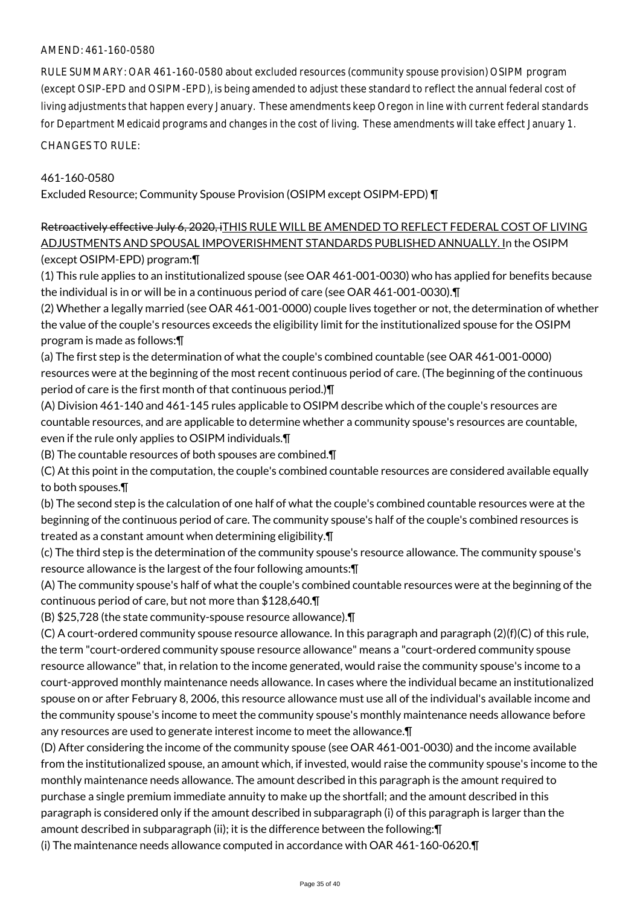AMEND: 461-160-0580

RULE SUMMARY: OAR 461-160-0580 about excluded resources (community spouse provision) OSIPM program (except OSIP-EPD and OSIPM-EPD), is being amended to adjust these standard to reflect the annual federal cost of living adjustments that happen every January. These amendments keep Oregon in line with current federal standards for Department Medicaid programs and changes in the cost of living. These amendments will take effect January 1.

CHANGES TO RULE:

461-160-0580
Excluded Resource; Community Spouse Provision (OSIPM except OSIPM-EPD) ¶

~~Retroactively effective July 6, 2020, i~~THIS RULE WILL BE AMENDED TO REFLECT FEDERAL COST OF LIVING ADJUSTMENTS AND SPOUSAL IMPOVERISHMENT STANDARDS PUBLISHED ANNUALLY. In the OSIPM (except OSIPM-EPD) program:¶

(1) This rule applies to an institutionalized spouse (see OAR 461-001-0030) who has applied for benefits because the individual is in or will be in a continuous period of care (see OAR 461-001-0030).¶

(2) Whether a legally married (see OAR 461-001-0000) couple lives together or not, the determination of whether the value of the couple's resources exceeds the eligibility limit for the institutionalized spouse for the OSIPM program is made as follows:¶

(a) The first step is the determination of what the couple's combined countable (see OAR 461-001-0000) resources were at the beginning of the most recent continuous period of care. (The beginning of the continuous period of care is the first month of that continuous period.)¶

(A) Division 461-140 and 461-145 rules applicable to OSIPM describe which of the couple's resources are countable resources, and are applicable to determine whether a community spouse's resources are countable, even if the rule only applies to OSIPM individuals.¶

(B) The countable resources of both spouses are combined.¶

(C) At this point in the computation, the couple's combined countable resources are considered available equally to both spouses.¶

(b) The second step is the calculation of one half of what the couple's combined countable resources were at the beginning of the continuous period of care. The community spouse's half of the couple's combined resources is treated as a constant amount when determining eligibility.¶

(c) The third step is the determination of the community spouse's resource allowance. The community spouse's resource allowance is the largest of the four following amounts:¶

(A) The community spouse's half of what the couple's combined countable resources were at the beginning of the continuous period of care, but not more than $128,640.¶

(B) $25,728 (the state community-spouse resource allowance).¶

(C) A court-ordered community spouse resource allowance. In this paragraph and paragraph (2)(f)(C) of this rule, the term "court-ordered community spouse resource allowance" means a "court-ordered community spouse resource allowance" that, in relation to the income generated, would raise the community spouse's income to a court-approved monthly maintenance needs allowance. In cases where the individual became an institutionalized spouse on or after February 8, 2006, this resource allowance must use all of the individual's available income and the community spouse's income to meet the community spouse's monthly maintenance needs allowance before any resources are used to generate interest income to meet the allowance.¶

(D) After considering the income of the community spouse (see OAR 461-001-0030) and the income available from the institutionalized spouse, an amount which, if invested, would raise the community spouse's income to the monthly maintenance needs allowance. The amount described in this paragraph is the amount required to purchase a single premium immediate annuity to make up the shortfall; and the amount described in this paragraph is considered only if the amount described in subparagraph (i) of this paragraph is larger than the amount described in subparagraph (ii); it is the difference between the following:¶

(i) The maintenance needs allowance computed in accordance with OAR 461-160-0620.¶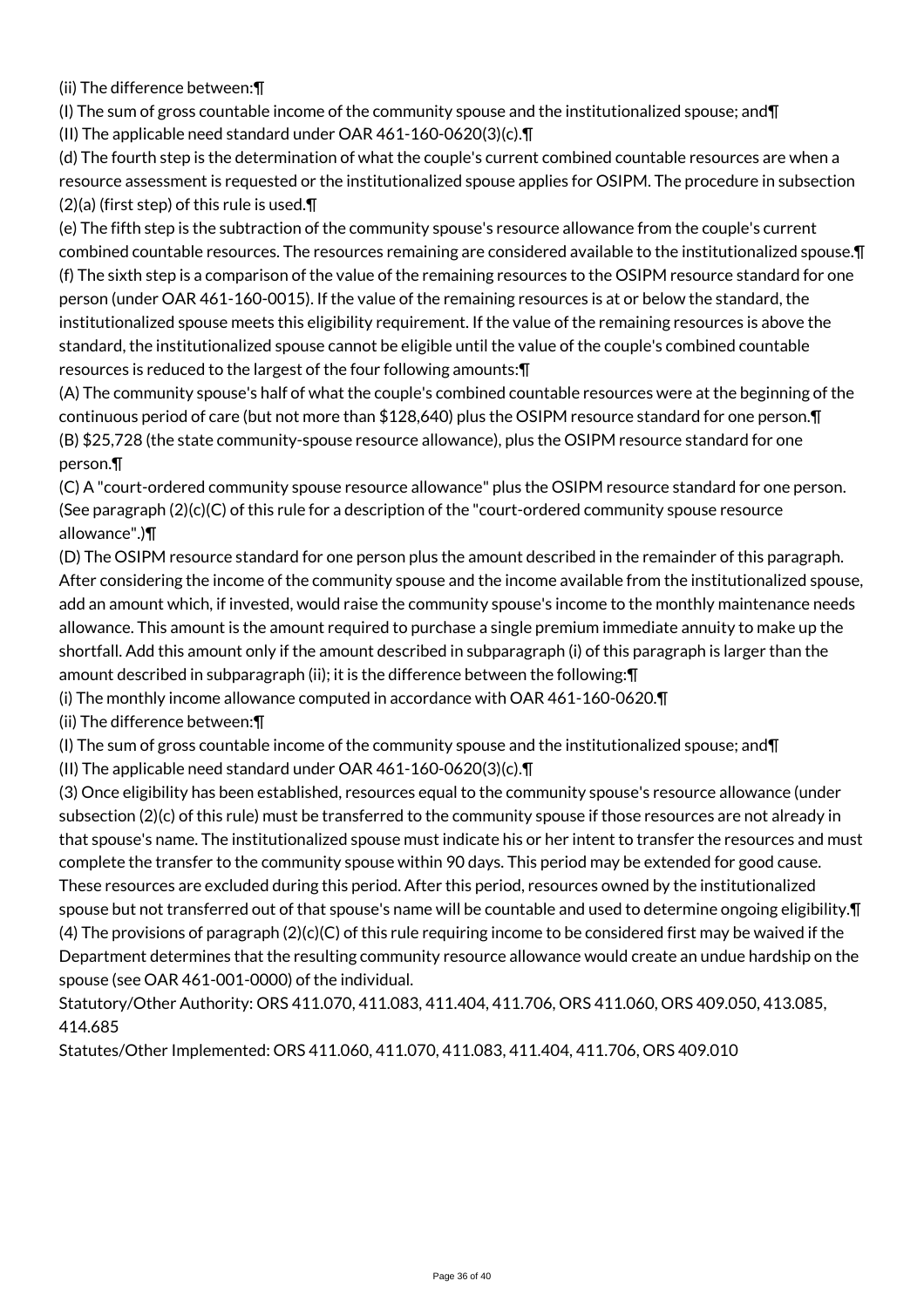(ii) The difference between:¶

(I) The sum of gross countable income of the community spouse and the institutionalized spouse; and¶

(II) The applicable need standard under OAR 461-160-0620(3)(c).¶

(d) The fourth step is the determination of what the couple's current combined countable resources are when a resource assessment is requested or the institutionalized spouse applies for OSIPM. The procedure in subsection (2)(a) (first step) of this rule is used.¶

(e) The fifth step is the subtraction of the community spouse's resource allowance from the couple's current combined countable resources. The resources remaining are considered available to the institutionalized spouse.¶

(f) The sixth step is a comparison of the value of the remaining resources to the OSIPM resource standard for one person (under OAR 461-160-0015). If the value of the remaining resources is at or below the standard, the institutionalized spouse meets this eligibility requirement. If the value of the remaining resources is above the standard, the institutionalized spouse cannot be eligible until the value of the couple's combined countable resources is reduced to the largest of the four following amounts:¶

(A) The community spouse's half of what the couple's combined countable resources were at the beginning of the continuous period of care (but not more than $128,640) plus the OSIPM resource standard for one person.¶

(B) $25,728 (the state community-spouse resource allowance), plus the OSIPM resource standard for one person.¶

(C) A "court-ordered community spouse resource allowance" plus the OSIPM resource standard for one person. (See paragraph (2)(c)(C) of this rule for a description of the "court-ordered community spouse resource allowance".)¶

(D) The OSIPM resource standard for one person plus the amount described in the remainder of this paragraph. After considering the income of the community spouse and the income available from the institutionalized spouse, add an amount which, if invested, would raise the community spouse's income to the monthly maintenance needs allowance. This amount is the amount required to purchase a single premium immediate annuity to make up the shortfall. Add this amount only if the amount described in subparagraph (i) of this paragraph is larger than the amount described in subparagraph (ii); it is the difference between the following:¶

(i) The monthly income allowance computed in accordance with OAR 461-160-0620.¶

(ii) The difference between:¶

(I) The sum of gross countable income of the community spouse and the institutionalized spouse; and¶

(II) The applicable need standard under OAR 461-160-0620(3)(c).¶

(3) Once eligibility has been established, resources equal to the community spouse's resource allowance (under subsection (2)(c) of this rule) must be transferred to the community spouse if those resources are not already in that spouse's name. The institutionalized spouse must indicate his or her intent to transfer the resources and must complete the transfer to the community spouse within 90 days. This period may be extended for good cause. These resources are excluded during this period. After this period, resources owned by the institutionalized spouse but not transferred out of that spouse's name will be countable and used to determine ongoing eligibility.¶

(4) The provisions of paragraph (2)(c)(C) of this rule requiring income to be considered first may be waived if the Department determines that the resulting community resource allowance would create an undue hardship on the spouse (see OAR 461-001-0000) of the individual.

Statutory/Other Authority: ORS 411.070, 411.083, 411.404, 411.706, ORS 411.060, ORS 409.050, 413.085, 414.685

Statutes/Other Implemented: ORS 411.060, 411.070, 411.083, 411.404, 411.706, ORS 409.010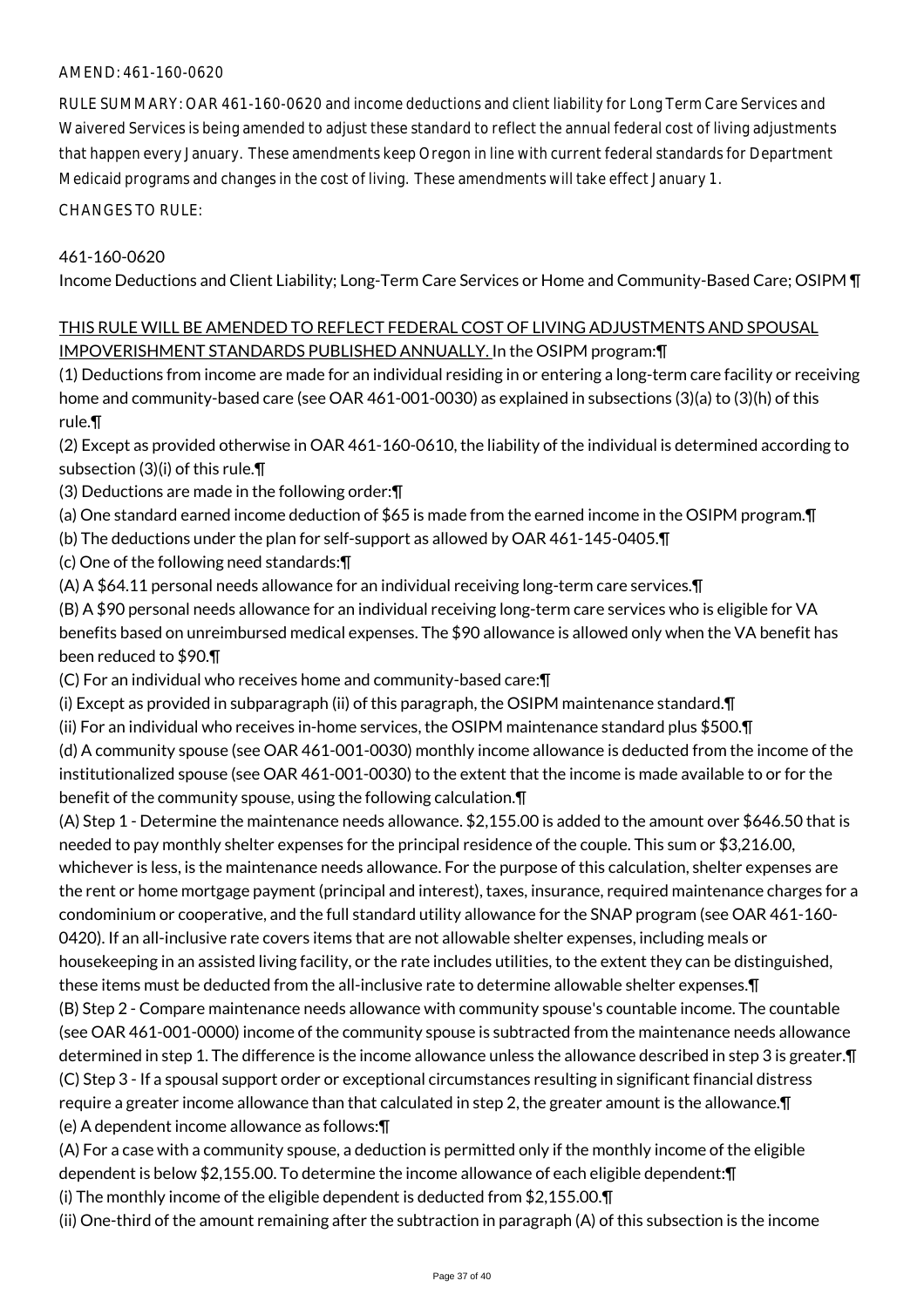AMEND: 461-160-0620

RULE SUMMARY: OAR 461-160-0620 and income deductions and client liability for Long Term Care Services and Waivered Services is being amended to adjust these standard to reflect the annual federal cost of living adjustments that happen every January. These amendments keep Oregon in line with current federal standards for Department Medicaid programs and changes in the cost of living. These amendments will take effect January 1.

CHANGES TO RULE:

461-160-0620
Income Deductions and Client Liability; Long-Term Care Services or Home and Community-Based Care; OSIPM ¶

THIS RULE WILL BE AMENDED TO REFLECT FEDERAL COST OF LIVING ADJUSTMENTS AND SPOUSAL IMPOVERISHMENT STANDARDS PUBLISHED ANNUALLY. In the OSIPM program:¶

(1) Deductions from income are made for an individual residing in or entering a long-term care facility or receiving home and community-based care (see OAR 461-001-0030) as explained in subsections (3)(a) to (3)(h) of this rule.¶

(2) Except as provided otherwise in OAR 461-160-0610, the liability of the individual is determined according to subsection (3)(i) of this rule.¶

(3) Deductions are made in the following order:¶

(a) One standard earned income deduction of $65 is made from the earned income in the OSIPM program.¶

(b) The deductions under the plan for self-support as allowed by OAR 461-145-0405.¶

(c) One of the following need standards:¶

(A) A $64.11 personal needs allowance for an individual receiving long-term care services.¶

(B) A $90 personal needs allowance for an individual receiving long-term care services who is eligible for VA benefits based on unreimbursed medical expenses. The $90 allowance is allowed only when the VA benefit has been reduced to $90.¶

(C) For an individual who receives home and community-based care:¶

(i) Except as provided in subparagraph (ii) of this paragraph, the OSIPM maintenance standard.¶

(ii) For an individual who receives in-home services, the OSIPM maintenance standard plus $500.¶

(d) A community spouse (see OAR 461-001-0030) monthly income allowance is deducted from the income of the institutionalized spouse (see OAR 461-001-0030) to the extent that the income is made available to or for the benefit of the community spouse, using the following calculation.¶

(A) Step 1 - Determine the maintenance needs allowance. $2,155.00 is added to the amount over $646.50 that is needed to pay monthly shelter expenses for the principal residence of the couple. This sum or $3,216.00, whichever is less, is the maintenance needs allowance. For the purpose of this calculation, shelter expenses are the rent or home mortgage payment (principal and interest), taxes, insurance, required maintenance charges for a condominium or cooperative, and the full standard utility allowance for the SNAP program (see OAR 461-160-0420). If an all-inclusive rate covers items that are not allowable shelter expenses, including meals or housekeeping in an assisted living facility, or the rate includes utilities, to the extent they can be distinguished, these items must be deducted from the all-inclusive rate to determine allowable shelter expenses.¶

(B) Step 2 - Compare maintenance needs allowance with community spouse's countable income. The countable (see OAR 461-001-0000) income of the community spouse is subtracted from the maintenance needs allowance determined in step 1. The difference is the income allowance unless the allowance described in step 3 is greater.¶

(C) Step 3 - If a spousal support order or exceptional circumstances resulting in significant financial distress require a greater income allowance than that calculated in step 2, the greater amount is the allowance.¶

(e) A dependent income allowance as follows:¶

(A) For a case with a community spouse, a deduction is permitted only if the monthly income of the eligible dependent is below $2,155.00. To determine the income allowance of each eligible dependent:¶

(i) The monthly income of the eligible dependent is deducted from $2,155.00.¶

(ii) One-third of the amount remaining after the subtraction in paragraph (A) of this subsection is the income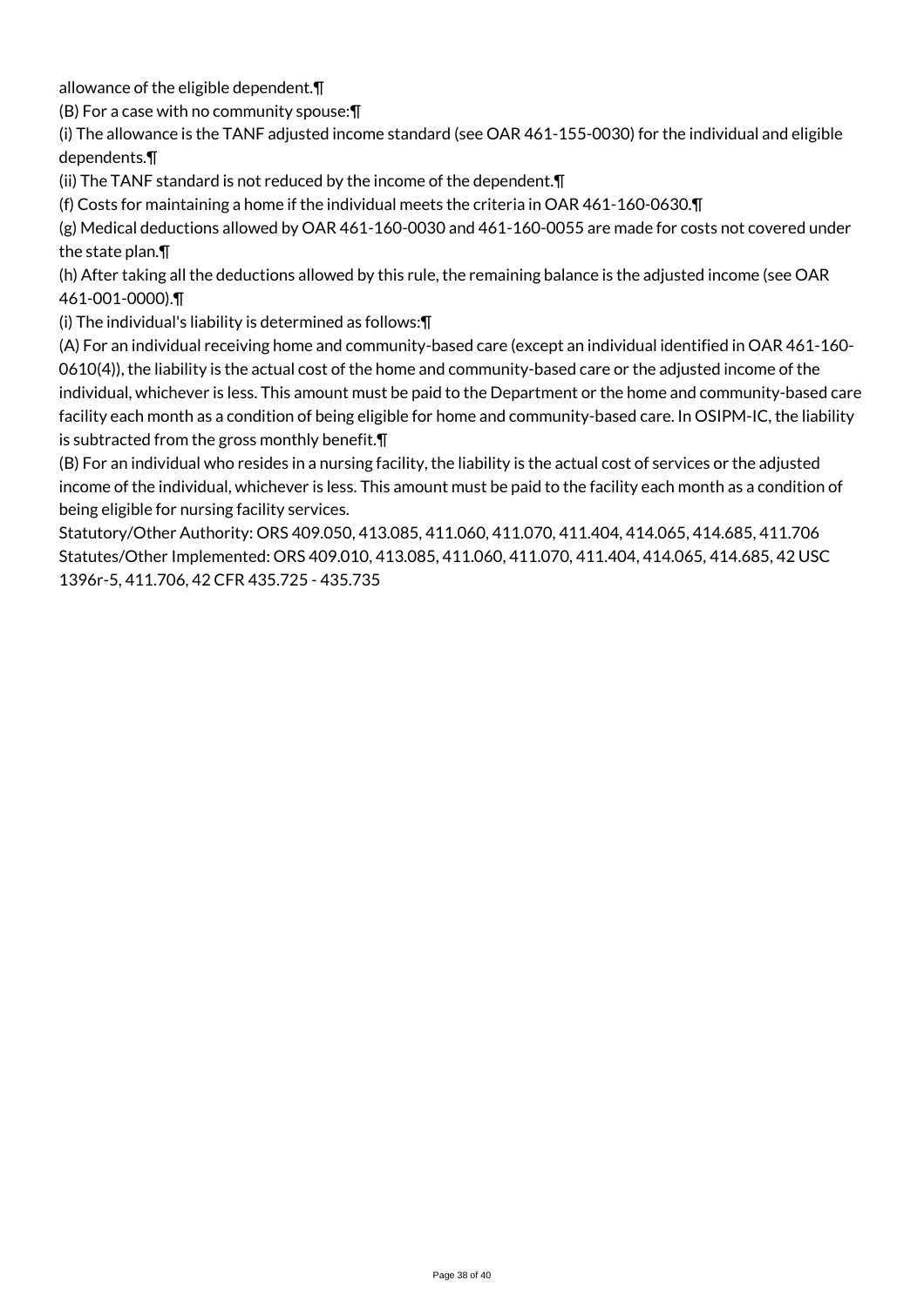allowance of the eligible dependent.¶

(B) For a case with no community spouse:¶

(i) The allowance is the TANF adjusted income standard (see OAR 461-155-0030) for the individual and eligible dependents.¶

(ii) The TANF standard is not reduced by the income of the dependent.¶

(f) Costs for maintaining a home if the individual meets the criteria in OAR 461-160-0630.¶

(g) Medical deductions allowed by OAR 461-160-0030 and 461-160-0055 are made for costs not covered under the state plan.¶

(h) After taking all the deductions allowed by this rule, the remaining balance is the adjusted income (see OAR 461-001-0000).¶

(i) The individual's liability is determined as follows:¶

(A) For an individual receiving home and community-based care (except an individual identified in OAR 461-160-0610(4)), the liability is the actual cost of the home and community-based care or the adjusted income of the individual, whichever is less. This amount must be paid to the Department or the home and community-based care facility each month as a condition of being eligible for home and community-based care. In OSIPM-IC, the liability is subtracted from the gross monthly benefit.¶

(B) For an individual who resides in a nursing facility, the liability is the actual cost of services or the adjusted income of the individual, whichever is less. This amount must be paid to the facility each month as a condition of being eligible for nursing facility services.

Statutory/Other Authority: ORS 409.050, 413.085, 411.060, 411.070, 411.404, 414.065, 414.685, 411.706
Statutes/Other Implemented: ORS 409.010, 413.085, 411.060, 411.070, 411.404, 414.065, 414.685, 42 USC 1396r-5, 411.706, 42 CFR 435.725 - 435.735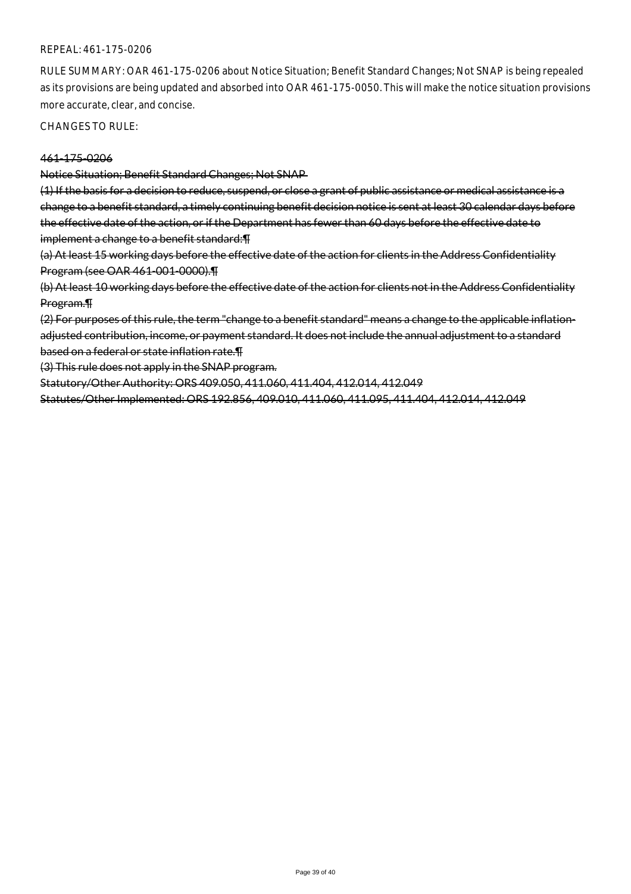REPEAL: 461-175-0206

RULE SUMMARY: OAR 461-175-0206 about Notice Situation; Benefit Standard Changes; Not SNAP is being repealed as its provisions are being updated and absorbed into OAR 461-175-0050. This will make the notice situation provisions more accurate, clear, and concise.

CHANGES TO RULE:

~~461-175-0206~~

~~Notice Situation; Benefit Standard Changes; Not SNAP~~

~~(1) If the basis for a decision to reduce, suspend, or close a grant of public assistance or medical assistance is a change to a benefit standard, a timely continuing benefit decision notice is sent at least 30 calendar days before the effective date of the action, or if the Department has fewer than 60 days before the effective date to implement a change to a benefit standard:¶~~

~~(a) At least 15 working days before the effective date of the action for clients in the Address Confidentiality Program (see OAR 461-001-0000).¶~~

~~(b) At least 10 working days before the effective date of the action for clients not in the Address Confidentiality Program.¶~~

~~(2) For purposes of this rule, the term "change to a benefit standard" means a change to the applicable inflation-adjusted contribution, income, or payment standard. It does not include the annual adjustment to a standard based on a federal or state inflation rate.¶~~

~~(3) This rule does not apply in the SNAP program.~~

~~Statutory/Other Authority: ORS 409.050, 411.060, 411.404, 412.014, 412.049~~

~~Statutes/Other Implemented: ORS 192.856, 409.010, 411.060, 411.095, 411.404, 412.014, 412.049~~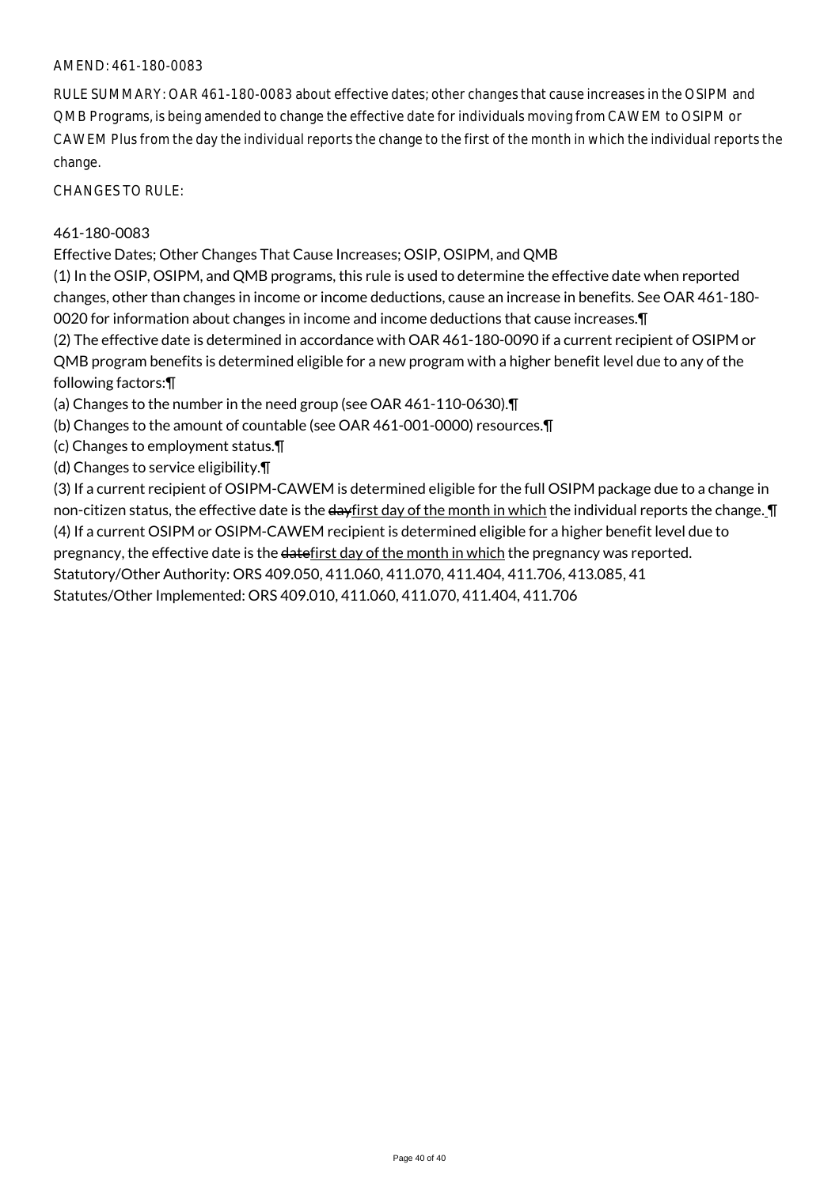AMEND: 461-180-0083

RULE SUMMARY: OAR 461-180-0083 about effective dates; other changes that cause increases in the OSIPM and QMB Programs, is being amended to change the effective date for individuals moving from CAWEM to OSIPM or CAWEM Plus from the day the individual reports the change to the first of the month in which the individual reports the change.

CHANGES TO RULE:

461-180-0083

Effective Dates; Other Changes That Cause Increases; OSIP, OSIPM, and QMB

(1) In the OSIP, OSIPM, and QMB programs, this rule is used to determine the effective date when reported changes, other than changes in income or income deductions, cause an increase in benefits. See OAR 461-180-0020 for information about changes in income and income deductions that cause increases.¶

(2) The effective date is determined in accordance with OAR 461-180-0090 if a current recipient of OSIPM or QMB program benefits is determined eligible for a new program with a higher benefit level due to any of the following factors:¶

(a) Changes to the number in the need group (see OAR 461-110-0630).¶

(b) Changes to the amount of countable (see OAR 461-001-0000) resources.¶

(c) Changes to employment status.¶

(d) Changes to service eligibility.¶

(3) If a current recipient of OSIPM-CAWEM is determined eligible for the full OSIPM package due to a change in non-citizen status, the effective date is the ~~day~~<u>first day of the month in which</u> the individual reports the change. ¶

(4) If a current OSIPM or OSIPM-CAWEM recipient is determined eligible for a higher benefit level due to pregnancy, the effective date is the ~~date~~<u>first day of the month in which</u> the pregnancy was reported.

Statutory/Other Authority: ORS 409.050, 411.060, 411.070, 411.404, 411.706, 413.085, 41

Statutes/Other Implemented: ORS 409.010, 411.060, 411.070, 411.404, 411.706